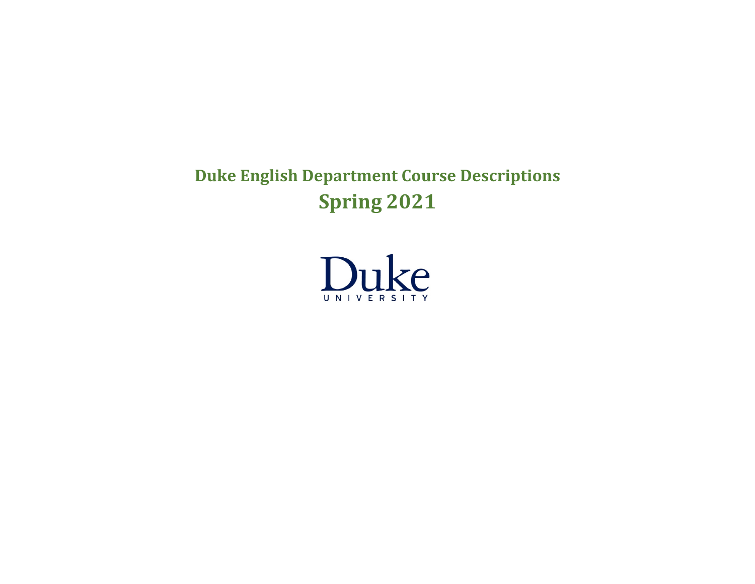# Duke English Department Course Descriptions

## Spring 2021

Duke
UNIVERSITY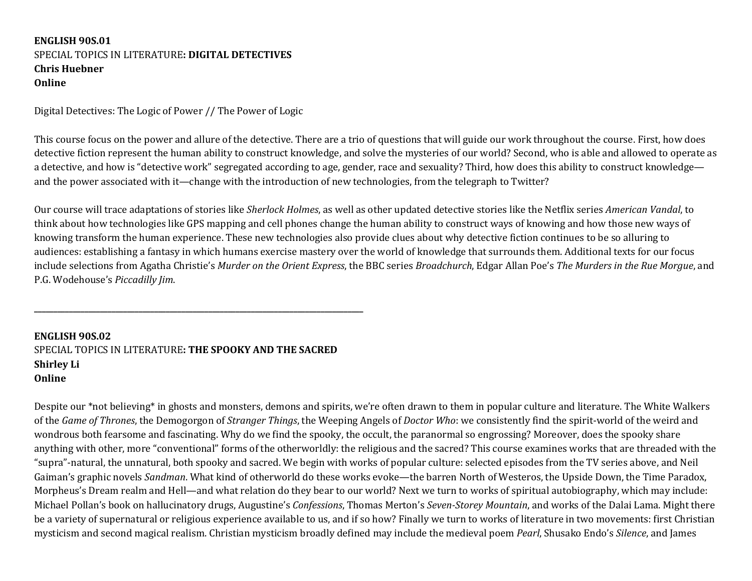**ENGLISH 90S.01**
SPECIAL TOPICS IN LITERATURE**: DIGITAL DETECTIVES**
**Chris Huebner**
**Online**

Digital Detectives: The Logic of Power // The Power of Logic

This course focus on the power and allure of the detective. There are a trio of questions that will guide our work throughout the course. First, how does detective fiction represent the human ability to construct knowledge, and solve the mysteries of our world? Second, who is able and allowed to operate as a detective, and how is "detective work" segregated according to age, gender, race and sexuality? Third, how does this ability to construct knowledge—and the power associated with it—change with the introduction of new technologies, from the telegraph to Twitter?

Our course will trace adaptations of stories like *Sherlock Holmes*, as well as other updated detective stories like the Netflix series *American Vandal*, to think about how technologies like GPS mapping and cell phones change the human ability to construct ways of knowing and how those new ways of knowing transform the human experience. These new technologies also provide clues about why detective fiction continues to be so alluring to audiences: establishing a fantasy in which humans exercise mastery over the world of knowledge that surrounds them. Additional texts for our focus include selections from Agatha Christie's *Murder on the Orient Express*, the BBC series *Broadchurch*, Edgar Allan Poe's *The Murders in the Rue Morgue*, and P.G. Wodehouse's *Piccadilly Jim*.

---

**ENGLISH 90S.02**
SPECIAL TOPICS IN LITERATURE**: THE SPOOKY AND THE SACRED**
**Shirley Li**
**Online**

Despite our *not believing* in ghosts and monsters, demons and spirits, we're often drawn to them in popular culture and literature. The White Walkers of the *Game of Thrones*, the Demogorgon of *Stranger Things*, the Weeping Angels of *Doctor Who*: we consistently find the spirit-world of the weird and wondrous both fearsome and fascinating. Why do we find the spooky, the occult, the paranormal so engrossing? Moreover, does the spooky share anything with other, more "conventional" forms of the otherworldly: the religious and the sacred? This course examines works that are threaded with the "supra"-natural, the unnatural, both spooky and sacred. We begin with works of popular culture: selected episodes from the TV series above, and Neil Gaiman's graphic novels *Sandman*. What kind of otherworld do these works evoke—the barren North of Westeros, the Upside Down, the Time Paradox, Morpheus's Dream realm and Hell—and what relation do they bear to our world? Next we turn to works of spiritual autobiography, which may include: Michael Pollan's book on hallucinatory drugs, Augustine's *Confessions*, Thomas Merton's *Seven-Storey Mountain*, and works of the Dalai Lama. Might there be a variety of supernatural or religious experience available to us, and if so how? Finally we turn to works of literature in two movements: first Christian mysticism and second magical realism. Christian mysticism broadly defined may include the medieval poem *Pearl*, Shusako Endo's *Silence*, and James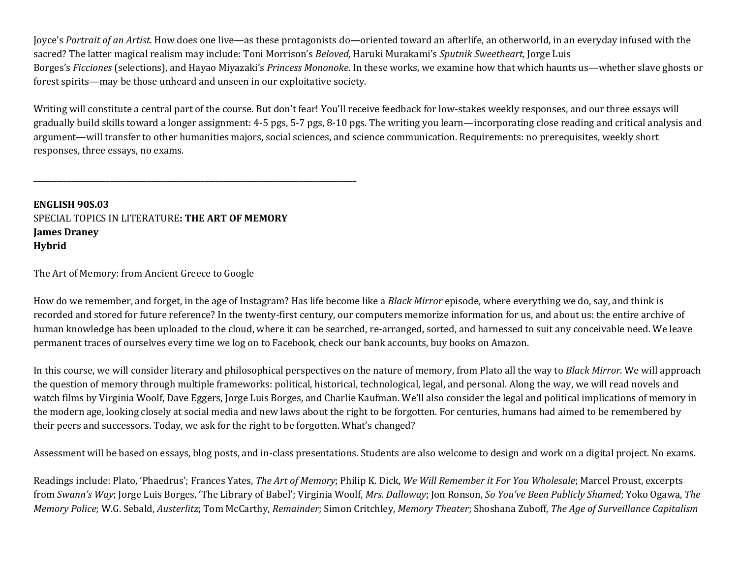Joyce's *Portrait of an Artist*. How does one live—as these protagonists do—oriented toward an afterlife, an otherworld, in an everyday infused with the sacred? The latter magical realism may include: Toni Morrison's *Beloved,* Haruki Murakami's *Sputnik Sweetheart,* Jorge Luis Borges's *Ficciones* (selections), and Hayao Miyazaki's *Princess Mononoke*. In these works, we examine how that which haunts us—whether slave ghosts or forest spirits—may be those unheard and unseen in our exploitative society.

Writing will constitute a central part of the course. But don't fear! You'll receive feedback for low-stakes weekly responses, and our three essays will gradually build skills toward a longer assignment: 4-5 pgs, 5-7 pgs, 8-10 pgs. The writing you learn—incorporating close reading and critical analysis and argument—will transfer to other humanities majors, social sciences, and science communication. Requirements: no prerequisites, weekly short responses, three essays, no exams.

---

**ENGLISH 90S.03**
SPECIAL TOPICS IN LITERATURE**: THE ART OF MEMORY**
**James Draney**
**Hybrid**

The Art of Memory: from Ancient Greece to Google

How do we remember, and forget, in the age of Instagram? Has life become like a *Black Mirror* episode, where everything we do, say, and think is recorded and stored for future reference? In the twenty-first century, our computers memorize information for us, and about us: the entire archive of human knowledge has been uploaded to the cloud, where it can be searched, re-arranged, sorted, and harnessed to suit any conceivable need. We leave permanent traces of ourselves every time we log on to Facebook, check our bank accounts, buy books on Amazon.

In this course, we will consider literary and philosophical perspectives on the nature of memory, from Plato all the way to *Black Mirror*. We will approach the question of memory through multiple frameworks: political, historical, technological, legal, and personal. Along the way, we will read novels and watch films by Virginia Woolf, Dave Eggers, Jorge Luis Borges, and Charlie Kaufman. We'll also consider the legal and political implications of memory in the modern age, looking closely at social media and new laws about the right to be forgotten. For centuries, humans had aimed to be remembered by their peers and successors. Today, we ask for the right to be forgotten. What's changed?

Assessment will be based on essays, blog posts, and in-class presentations. Students are also welcome to design and work on a digital project. No exams.

Readings include: Plato, 'Phaedrus'; Frances Yates, *The Art of Memory*; Philip K. Dick, *We Will Remember it For You Wholesale*; Marcel Proust, excerpts from *Swann's Way*; Jorge Luis Borges, 'The Library of Babel'; Virginia Woolf, *Mrs. Dalloway*; Jon Ronson, *So You've Been Publicly Shamed*; Yoko Ogawa, *The Memory Police*; W.G. Sebald, *Austerlitz*; Tom McCarthy, *Remainder*; Simon Critchley, *Memory Theater*; Shoshana Zuboff, *The Age of Surveillance Capitalism*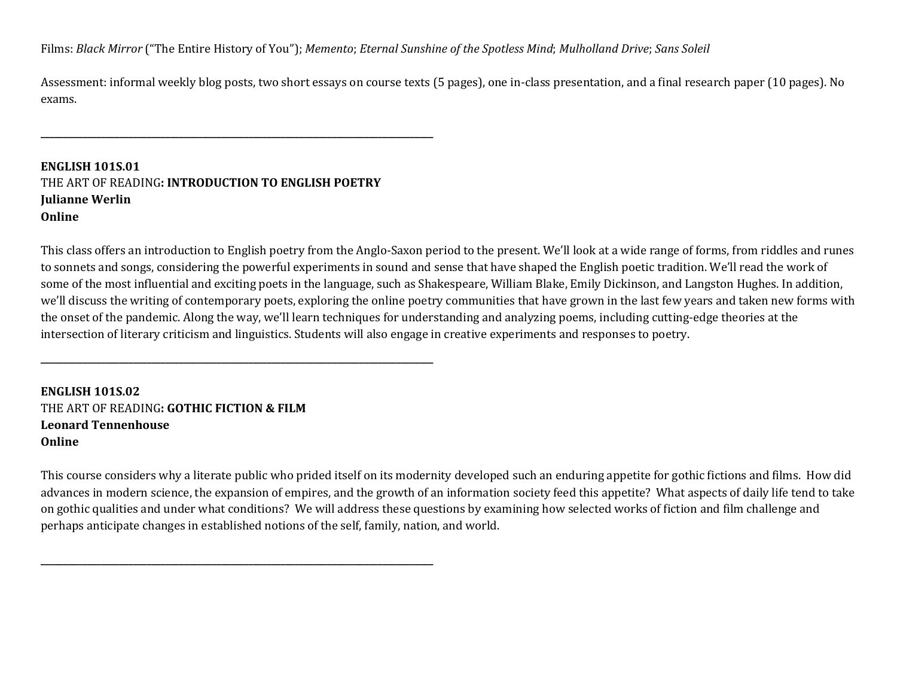Films: *Black Mirror* ("The Entire History of You"); *Memento*; *Eternal Sunshine of the Spotless Mind*; *Mulholland Drive*; *Sans Soleil*

Assessment: informal weekly blog posts, two short essays on course texts (5 pages), one in-class presentation, and a final research paper (10 pages). No exams.

---

**ENGLISH 101S.01**
THE ART OF READING**: INTRODUCTION TO ENGLISH POETRY**
**Julianne Werlin**
**Online**

This class offers an introduction to English poetry from the Anglo-Saxon period to the present. We'll look at a wide range of forms, from riddles and runes to sonnets and songs, considering the powerful experiments in sound and sense that have shaped the English poetic tradition. We'll read the work of some of the most influential and exciting poets in the language, such as Shakespeare, William Blake, Emily Dickinson, and Langston Hughes. In addition, we'll discuss the writing of contemporary poets, exploring the online poetry communities that have grown in the last few years and taken new forms with the onset of the pandemic. Along the way, we'll learn techniques for understanding and analyzing poems, including cutting-edge theories at the intersection of literary criticism and linguistics. Students will also engage in creative experiments and responses to poetry.

---

**ENGLISH 101S.02**
THE ART OF READING**: GOTHIC FICTION & FILM**
**Leonard Tennenhouse**
**Online**

This course considers why a literate public who prided itself on its modernity developed such an enduring appetite for gothic fictions and films. How did advances in modern science, the expansion of empires, and the growth of an information society feed this appetite? What aspects of daily life tend to take on gothic qualities and under what conditions? We will address these questions by examining how selected works of fiction and film challenge and perhaps anticipate changes in established notions of the self, family, nation, and world.

---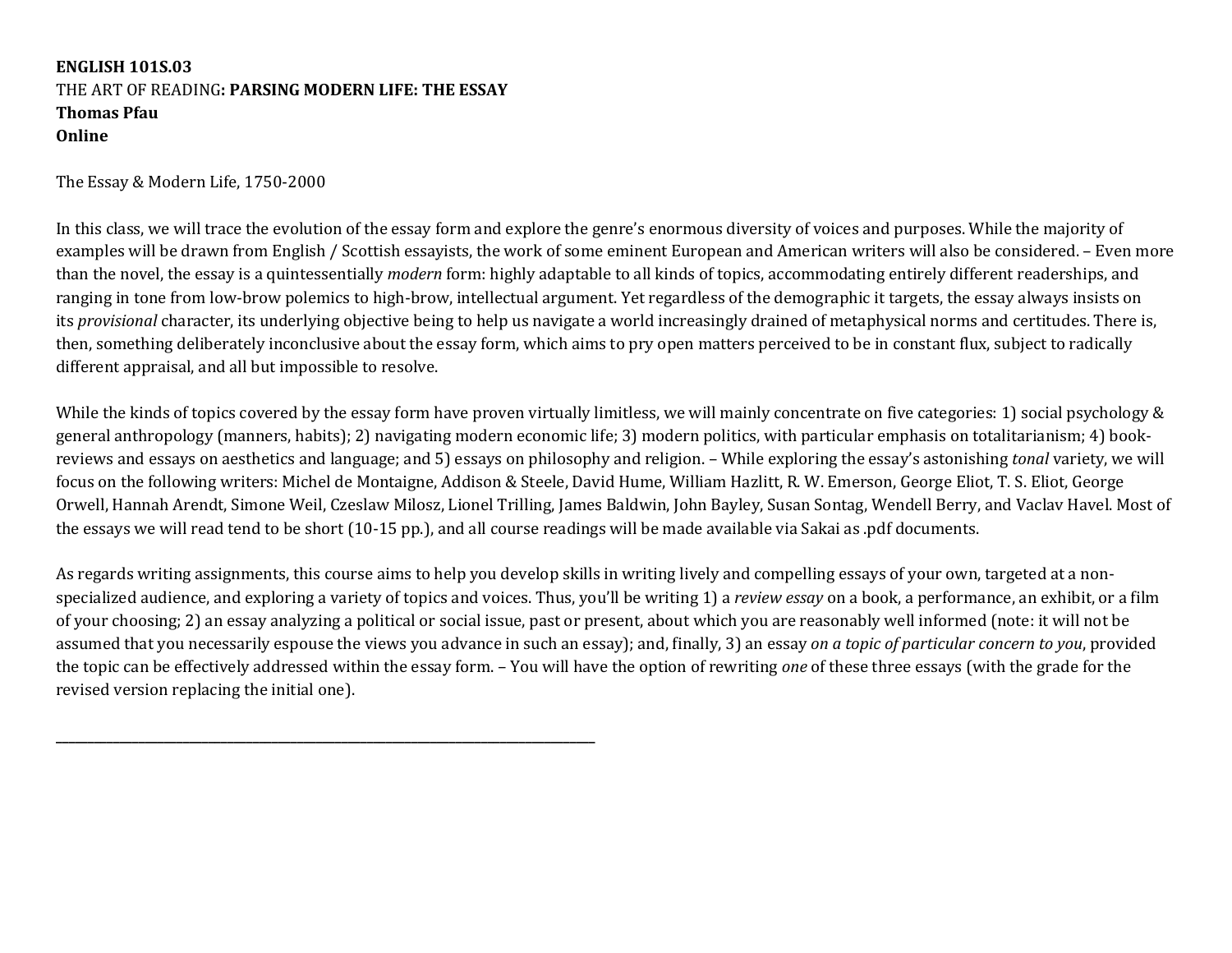**ENGLISH 101S.03**
THE ART OF READING**: PARSING MODERN LIFE: THE ESSAY**
**Thomas Pfau**
**Online**

The Essay & Modern Life, 1750-2000

In this class, we will trace the evolution of the essay form and explore the genre's enormous diversity of voices and purposes. While the majority of examples will be drawn from English / Scottish essayists, the work of some eminent European and American writers will also be considered. – Even more than the novel, the essay is a quintessentially *modern* form: highly adaptable to all kinds of topics, accommodating entirely different readerships, and ranging in tone from low-brow polemics to high-brow, intellectual argument. Yet regardless of the demographic it targets, the essay always insists on its *provisional* character, its underlying objective being to help us navigate a world increasingly drained of metaphysical norms and certitudes. There is, then, something deliberately inconclusive about the essay form, which aims to pry open matters perceived to be in constant flux, subject to radically different appraisal, and all but impossible to resolve.

While the kinds of topics covered by the essay form have proven virtually limitless, we will mainly concentrate on five categories: 1) social psychology & general anthropology (manners, habits); 2) navigating modern economic life; 3) modern politics, with particular emphasis on totalitarianism; 4) book-reviews and essays on aesthetics and language; and 5) essays on philosophy and religion. – While exploring the essay's astonishing *tonal* variety, we will focus on the following writers: Michel de Montaigne, Addison & Steele, David Hume, William Hazlitt, R. W. Emerson, George Eliot, T. S. Eliot, George Orwell, Hannah Arendt, Simone Weil, Czeslaw Milosz, Lionel Trilling, James Baldwin, John Bayley, Susan Sontag, Wendell Berry, and Vaclav Havel. Most of the essays we will read tend to be short (10-15 pp.), and all course readings will be made available via Sakai as .pdf documents.

As regards writing assignments, this course aims to help you develop skills in writing lively and compelling essays of your own, targeted at a non-specialized audience, and exploring a variety of topics and voices. Thus, you'll be writing 1) a *review essay* on a book, a performance, an exhibit, or a film of your choosing; 2) an essay analyzing a political or social issue, past or present, about which you are reasonably well informed (note: it will not be assumed that you necessarily espouse the views you advance in such an essay); and, finally, 3) an essay *on a topic of particular concern to you*, provided the topic can be effectively addressed within the essay form. – You will have the option of rewriting *one* of these three essays (with the grade for the revised version replacing the initial one).

---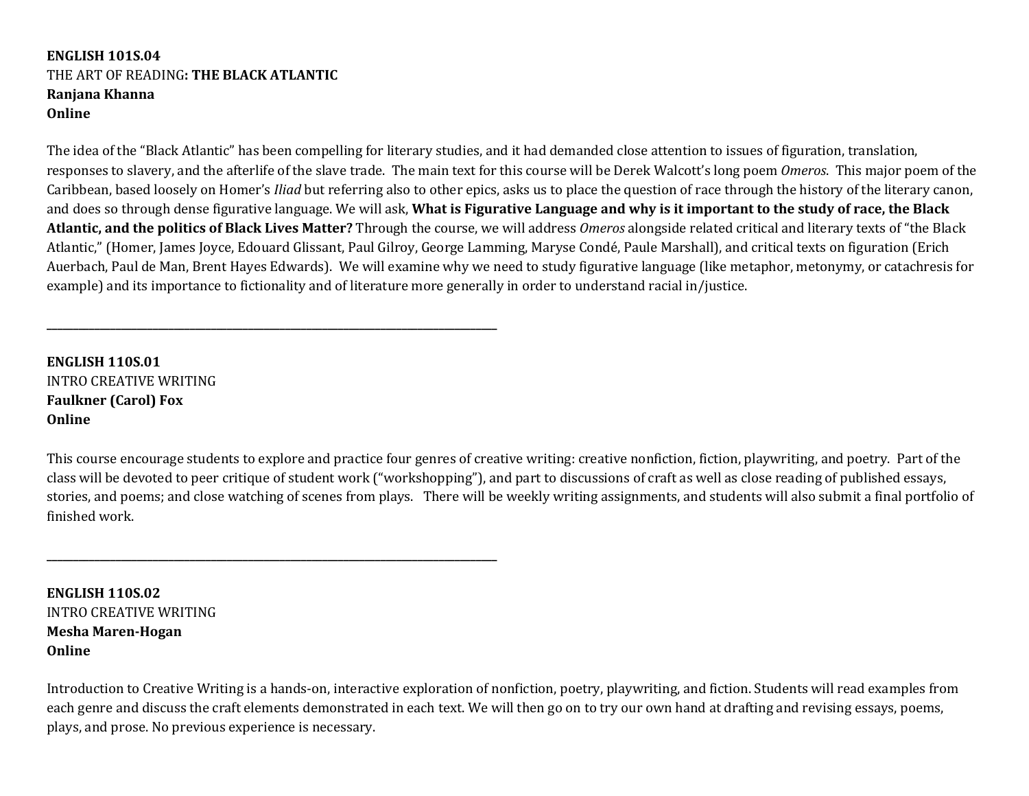**ENGLISH 101S.04**
THE ART OF READING**: THE BLACK ATLANTIC**
**Ranjana Khanna**
**Online**

The idea of the "Black Atlantic" has been compelling for literary studies, and it had demanded close attention to issues of figuration, translation, responses to slavery, and the afterlife of the slave trade. The main text for this course will be Derek Walcott's long poem *Omeros*. This major poem of the Caribbean, based loosely on Homer's *Iliad* but referring also to other epics, asks us to place the question of race through the history of the literary canon, and does so through dense figurative language. We will ask, **What is Figurative Language and why is it important to the study of race, the Black Atlantic, and the politics of Black Lives Matter?** Through the course, we will address *Omeros* alongside related critical and literary texts of "the Black Atlantic," (Homer, James Joyce, Edouard Glissant, Paul Gilroy, George Lamming, Maryse Condé, Paule Marshall), and critical texts on figuration (Erich Auerbach, Paul de Man, Brent Hayes Edwards). We will examine why we need to study figurative language (like metaphor, metonymy, or catachresis for example) and its importance to fictionality and of literature more generally in order to understand racial in/justice.

---

**ENGLISH 110S.01**
INTRO CREATIVE WRITING
**Faulkner (Carol) Fox**
**Online**

This course encourage students to explore and practice four genres of creative writing: creative nonfiction, fiction, playwriting, and poetry. Part of the class will be devoted to peer critique of student work ("workshopping"), and part to discussions of craft as well as close reading of published essays, stories, and poems; and close watching of scenes from plays. There will be weekly writing assignments, and students will also submit a final portfolio of finished work.

---

**ENGLISH 110S.02**
INTRO CREATIVE WRITING
**Mesha Maren-Hogan**
**Online**

Introduction to Creative Writing is a hands-on, interactive exploration of nonfiction, poetry, playwriting, and fiction. Students will read examples from each genre and discuss the craft elements demonstrated in each text. We will then go on to try our own hand at drafting and revising essays, poems, plays, and prose. No previous experience is necessary.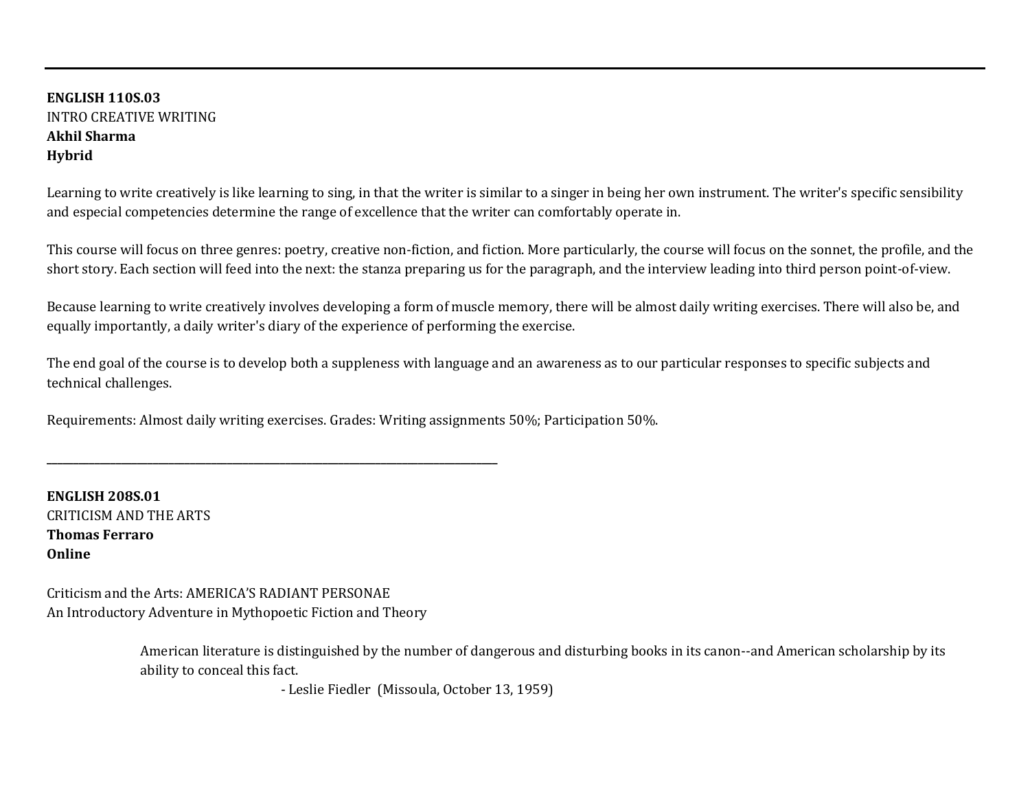---

**ENGLISH 110S.03**
INTRO CREATIVE WRITING
**Akhil Sharma**
**Hybrid**

Learning to write creatively is like learning to sing, in that the writer is similar to a singer in being her own instrument. The writer's specific sensibility and especial competencies determine the range of excellence that the writer can comfortably operate in.

This course will focus on three genres: poetry, creative non-fiction, and fiction. More particularly, the course will focus on the sonnet, the profile, and the short story. Each section will feed into the next: the stanza preparing us for the paragraph, and the interview leading into third person point-of-view.

Because learning to write creatively involves developing a form of muscle memory, there will be almost daily writing exercises. There will also be, and equally importantly, a daily writer's diary of the experience of performing the exercise.

The end goal of the course is to develop both a suppleness with language and an awareness as to our particular responses to specific subjects and technical challenges.

Requirements: Almost daily writing exercises. Grades: Writing assignments 50%; Participation 50%.

---

**ENGLISH 208S.01**
CRITICISM AND THE ARTS
**Thomas Ferraro**
**Online**

Criticism and the Arts: AMERICA'S RADIANT PERSONAE
An Introductory Adventure in Mythopoetic Fiction and Theory

> American literature is distinguished by the number of dangerous and disturbing books in its canon--and American scholarship by its ability to conceal this fact.
>
> - Leslie Fiedler (Missoula, October 13, 1959)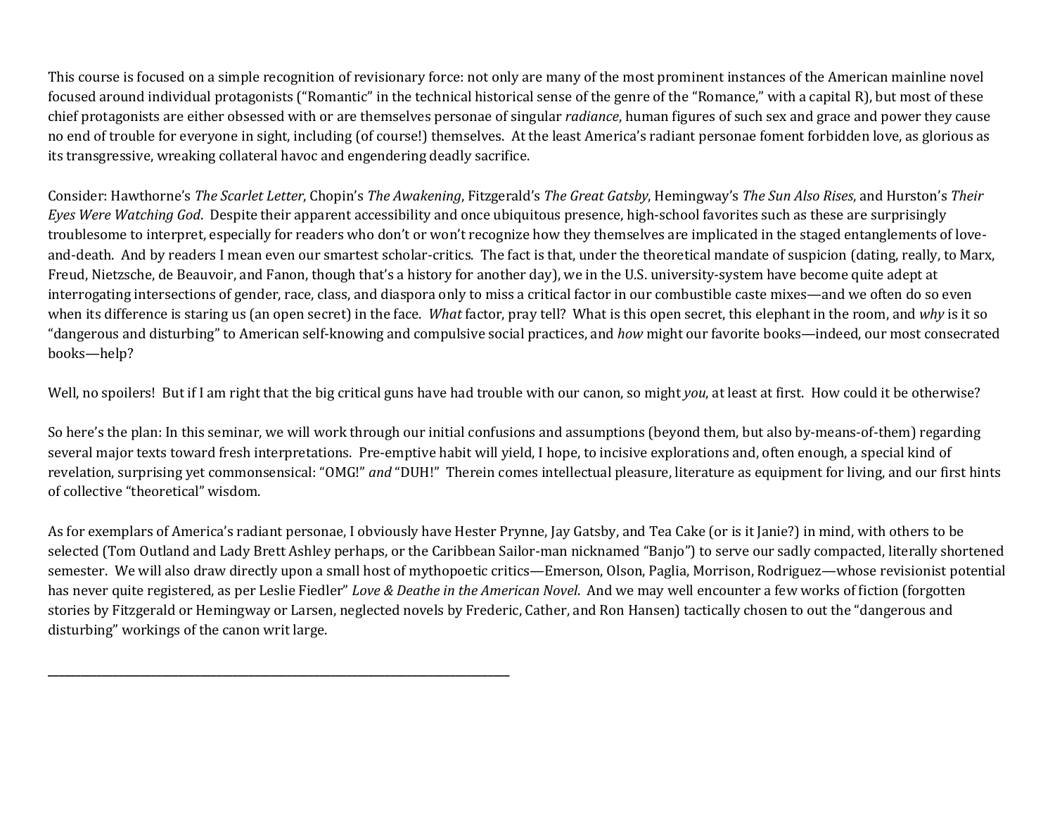This course is focused on a simple recognition of revisionary force: not only are many of the most prominent instances of the American mainline novel focused around individual protagonists ("Romantic" in the technical historical sense of the genre of the "Romance," with a capital R), but most of these chief protagonists are either obsessed with or are themselves personae of singular *radiance*, human figures of such sex and grace and power they cause no end of trouble for everyone in sight, including (of course!) themselves. At the least America's radiant personae foment forbidden love, as glorious as its transgressive, wreaking collateral havoc and engendering deadly sacrifice.

Consider: Hawthorne's *The Scarlet Letter*, Chopin's *The Awakening*, Fitzgerald's *The Great Gatsby*, Hemingway's *The Sun Also Rises*, and Hurston's *Their Eyes Were Watching God*. Despite their apparent accessibility and once ubiquitous presence, high-school favorites such as these are surprisingly troublesome to interpret, especially for readers who don't or won't recognize how they themselves are implicated in the staged entanglements of love-and-death. And by readers I mean even our smartest scholar-critics. The fact is that, under the theoretical mandate of suspicion (dating, really, to Marx, Freud, Nietzsche, de Beauvoir, and Fanon, though that's a history for another day), we in the U.S. university-system have become quite adept at interrogating intersections of gender, race, class, and diaspora only to miss a critical factor in our combustible caste mixes—and we often do so even when its difference is staring us (an open secret) in the face. *What* factor, pray tell? What is this open secret, this elephant in the room, and *why* is it so "dangerous and disturbing" to American self-knowing and compulsive social practices, and *how* might our favorite books—indeed, our most consecrated books—help?

Well, no spoilers! But if I am right that the big critical guns have had trouble with our canon, so might *you*, at least at first. How could it be otherwise?

So here's the plan: In this seminar, we will work through our initial confusions and assumptions (beyond them, but also by-means-of-them) regarding several major texts toward fresh interpretations. Pre-emptive habit will yield, I hope, to incisive explorations and, often enough, a special kind of revelation, surprising yet commonsensical: "OMG!" *and* "DUH!" Therein comes intellectual pleasure, literature as equipment for living, and our first hints of collective "theoretical" wisdom.

As for exemplars of America's radiant personae, I obviously have Hester Prynne, Jay Gatsby, and Tea Cake (or is it Janie?) in mind, with others to be selected (Tom Outland and Lady Brett Ashley perhaps, or the Caribbean Sailor-man nicknamed "Banjo") to serve our sadly compacted, literally shortened semester. We will also draw directly upon a small host of mythopoetic critics—Emerson, Olson, Paglia, Morrison, Rodriguez—whose revisionist potential has never quite registered, as per Leslie Fiedler" *Love & Deathe in the American Novel*. And we may well encounter a few works of fiction (forgotten stories by Fitzgerald or Hemingway or Larsen, neglected novels by Frederic, Cather, and Ron Hansen) tactically chosen to out the "dangerous and disturbing" workings of the canon writ large.

---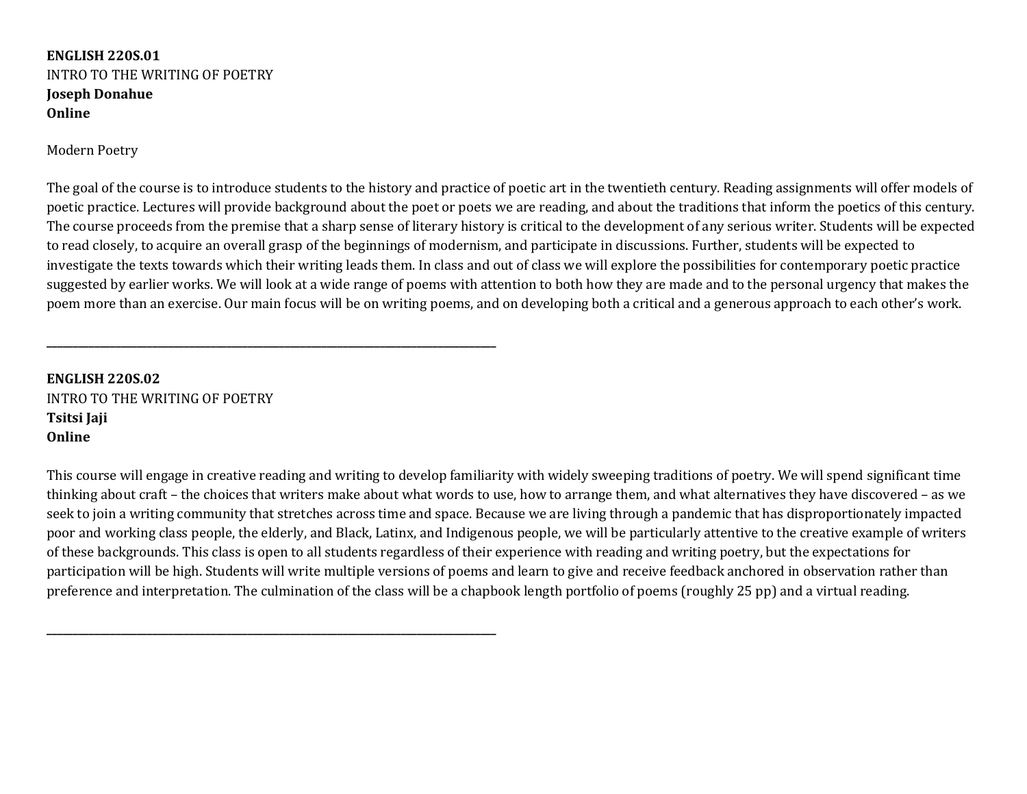**ENGLISH 220S.01**
INTRO TO THE WRITING OF POETRY
**Joseph Donahue**
**Online**

Modern Poetry

The goal of the course is to introduce students to the history and practice of poetic art in the twentieth century. Reading assignments will offer models of poetic practice. Lectures will provide background about the poet or poets we are reading, and about the traditions that inform the poetics of this century. The course proceeds from the premise that a sharp sense of literary history is critical to the development of any serious writer. Students will be expected to read closely, to acquire an overall grasp of the beginnings of modernism, and participate in discussions. Further, students will be expected to investigate the texts towards which their writing leads them. In class and out of class we will explore the possibilities for contemporary poetic practice suggested by earlier works. We will look at a wide range of poems with attention to both how they are made and to the personal urgency that makes the poem more than an exercise. Our main focus will be on writing poems, and on developing both a critical and a generous approach to each other's work.

---

**ENGLISH 220S.02**
INTRO TO THE WRITING OF POETRY
**Tsitsi Jaji**
**Online**

This course will engage in creative reading and writing to develop familiarity with widely sweeping traditions of poetry. We will spend significant time thinking about craft – the choices that writers make about what words to use, how to arrange them, and what alternatives they have discovered – as we seek to join a writing community that stretches across time and space. Because we are living through a pandemic that has disproportionately impacted poor and working class people, the elderly, and Black, Latinx, and Indigenous people, we will be particularly attentive to the creative example of writers of these backgrounds. This class is open to all students regardless of their experience with reading and writing poetry, but the expectations for participation will be high. Students will write multiple versions of poems and learn to give and receive feedback anchored in observation rather than preference and interpretation. The culmination of the class will be a chapbook length portfolio of poems (roughly 25 pp) and a virtual reading.

---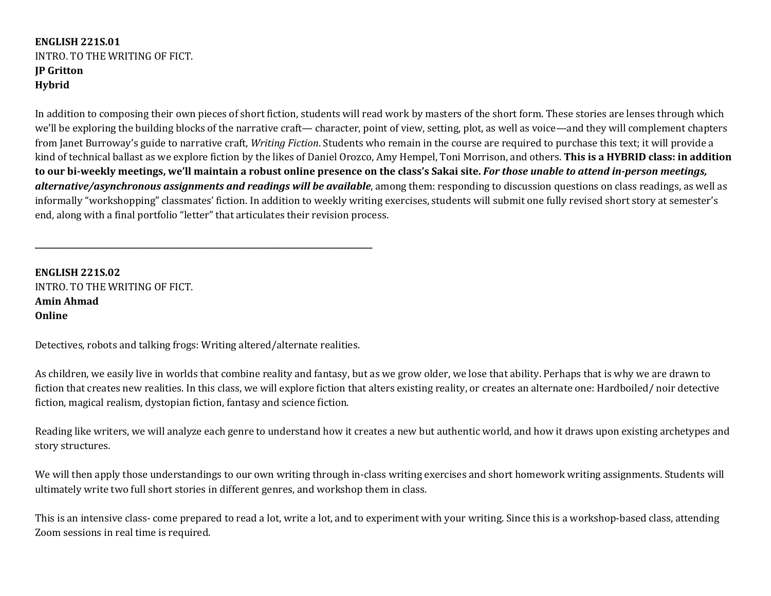**ENGLISH 221S.01**
INTRO. TO THE WRITING OF FICT.
**JP Gritton**
**Hybrid**

In addition to composing their own pieces of short fiction, students will read work by masters of the short form. These stories are lenses through which we'll be exploring the building blocks of the narrative craft— character, point of view, setting, plot, as well as voice—and they will complement chapters from Janet Burroway's guide to narrative craft, *Writing Fiction*. Students who remain in the course are required to purchase this text; it will provide a kind of technical ballast as we explore fiction by the likes of Daniel Orozco, Amy Hempel, Toni Morrison, and others. **This is a HYBRID class: in addition to our bi-weekly meetings, we'll maintain a robust online presence on the class's Sakai site. *For those unable to attend in-person meetings, alternative/asynchronous assignments and readings will be available***, among them: responding to discussion questions on class readings, as well as informally "workshopping" classmates' fiction. In addition to weekly writing exercises, students will submit one fully revised short story at semester's end, along with a final portfolio "letter" that articulates their revision process.

---

**ENGLISH 221S.02**
INTRO. TO THE WRITING OF FICT.
**Amin Ahmad**
**Online**

Detectives, robots and talking frogs: Writing altered/alternate realities.

As children, we easily live in worlds that combine reality and fantasy, but as we grow older, we lose that ability. Perhaps that is why we are drawn to fiction that creates new realities. In this class, we will explore fiction that alters existing reality, or creates an alternate one: Hardboiled/ noir detective fiction, magical realism, dystopian fiction, fantasy and science fiction.

Reading like writers, we will analyze each genre to understand how it creates a new but authentic world, and how it draws upon existing archetypes and story structures.

We will then apply those understandings to our own writing through in-class writing exercises and short homework writing assignments. Students will ultimately write two full short stories in different genres, and workshop them in class.

This is an intensive class- come prepared to read a lot, write a lot, and to experiment with your writing. Since this is a workshop-based class, attending Zoom sessions in real time is required.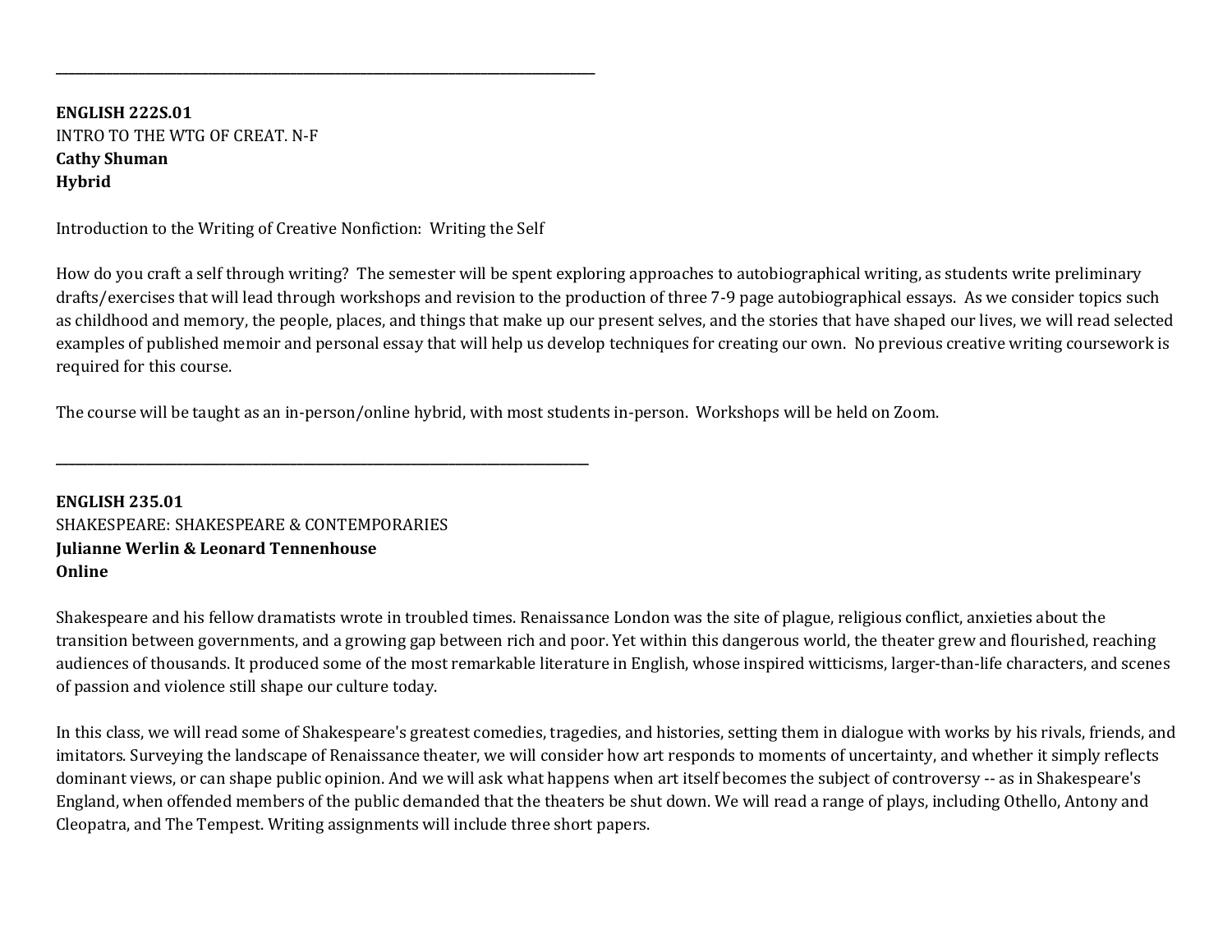---

**ENGLISH 222S.01**
INTRO TO THE WTG OF CREAT. N-F
**Cathy Shuman**
**Hybrid**

Introduction to the Writing of Creative Nonfiction: Writing the Self

How do you craft a self through writing? The semester will be spent exploring approaches to autobiographical writing, as students write preliminary drafts/exercises that will lead through workshops and revision to the production of three 7-9 page autobiographical essays. As we consider topics such as childhood and memory, the people, places, and things that make up our present selves, and the stories that have shaped our lives, we will read selected examples of published memoir and personal essay that will help us develop techniques for creating our own. No previous creative writing coursework is required for this course.

The course will be taught as an in-person/online hybrid, with most students in-person. Workshops will be held on Zoom.

---

**ENGLISH 235.01**
SHAKESPEARE: SHAKESPEARE & CONTEMPORARIES
**Julianne Werlin & Leonard Tennenhouse**
**Online**

Shakespeare and his fellow dramatists wrote in troubled times. Renaissance London was the site of plague, religious conflict, anxieties about the transition between governments, and a growing gap between rich and poor. Yet within this dangerous world, the theater grew and flourished, reaching audiences of thousands. It produced some of the most remarkable literature in English, whose inspired witticisms, larger-than-life characters, and scenes of passion and violence still shape our culture today.

In this class, we will read some of Shakespeare's greatest comedies, tragedies, and histories, setting them in dialogue with works by his rivals, friends, and imitators. Surveying the landscape of Renaissance theater, we will consider how art responds to moments of uncertainty, and whether it simply reflects dominant views, or can shape public opinion. And we will ask what happens when art itself becomes the subject of controversy -- as in Shakespeare's England, when offended members of the public demanded that the theaters be shut down. We will read a range of plays, including Othello, Antony and Cleopatra, and The Tempest. Writing assignments will include three short papers.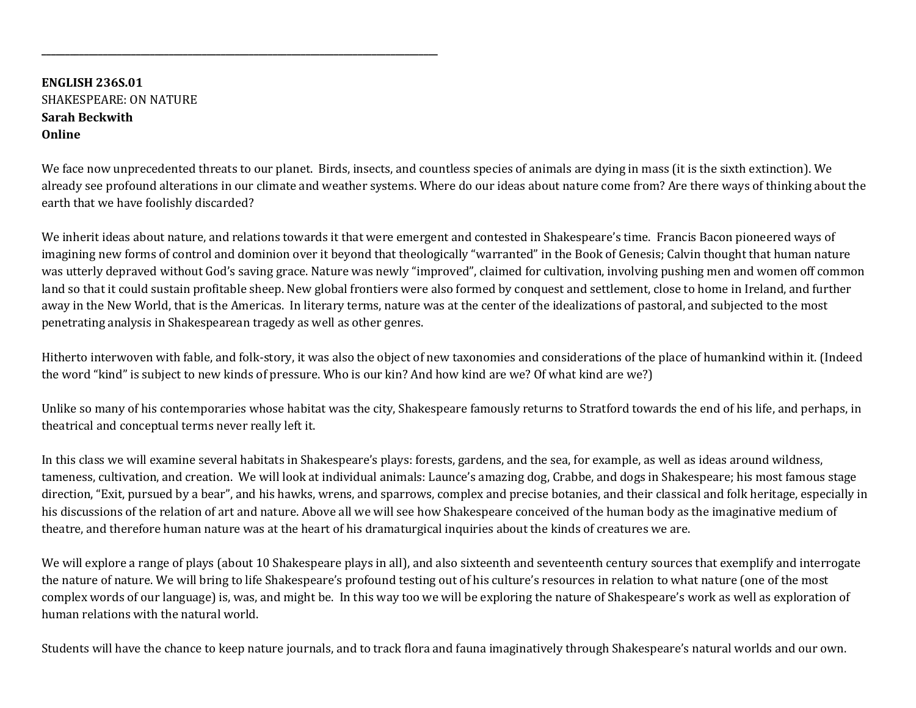---

**ENGLISH 236S.01**
SHAKESPEARE: ON NATURE
**Sarah Beckwith**
**Online**

We face now unprecedented threats to our planet. Birds, insects, and countless species of animals are dying in mass (it is the sixth extinction). We already see profound alterations in our climate and weather systems. Where do our ideas about nature come from? Are there ways of thinking about the earth that we have foolishly discarded?

We inherit ideas about nature, and relations towards it that were emergent and contested in Shakespeare's time. Francis Bacon pioneered ways of imagining new forms of control and dominion over it beyond that theologically "warranted" in the Book of Genesis; Calvin thought that human nature was utterly depraved without God's saving grace. Nature was newly "improved", claimed for cultivation, involving pushing men and women off common land so that it could sustain profitable sheep. New global frontiers were also formed by conquest and settlement, close to home in Ireland, and further away in the New World, that is the Americas. In literary terms, nature was at the center of the idealizations of pastoral, and subjected to the most penetrating analysis in Shakespearean tragedy as well as other genres.

Hitherto interwoven with fable, and folk-story, it was also the object of new taxonomies and considerations of the place of humankind within it. (Indeed the word "kind" is subject to new kinds of pressure. Who is our kin? And how kind are we? Of what kind are we?)

Unlike so many of his contemporaries whose habitat was the city, Shakespeare famously returns to Stratford towards the end of his life, and perhaps, in theatrical and conceptual terms never really left it.

In this class we will examine several habitats in Shakespeare's plays: forests, gardens, and the sea, for example, as well as ideas around wildness, tameness, cultivation, and creation. We will look at individual animals: Launce's amazing dog, Crabbe, and dogs in Shakespeare; his most famous stage direction, "Exit, pursued by a bear", and his hawks, wrens, and sparrows, complex and precise botanies, and their classical and folk heritage, especially in his discussions of the relation of art and nature. Above all we will see how Shakespeare conceived of the human body as the imaginative medium of theatre, and therefore human nature was at the heart of his dramaturgical inquiries about the kinds of creatures we are.

We will explore a range of plays (about 10 Shakespeare plays in all), and also sixteenth and seventeenth century sources that exemplify and interrogate the nature of nature. We will bring to life Shakespeare's profound testing out of his culture's resources in relation to what nature (one of the most complex words of our language) is, was, and might be. In this way too we will be exploring the nature of Shakespeare's work as well as exploration of human relations with the natural world.

Students will have the chance to keep nature journals, and to track flora and fauna imaginatively through Shakespeare's natural worlds and our own.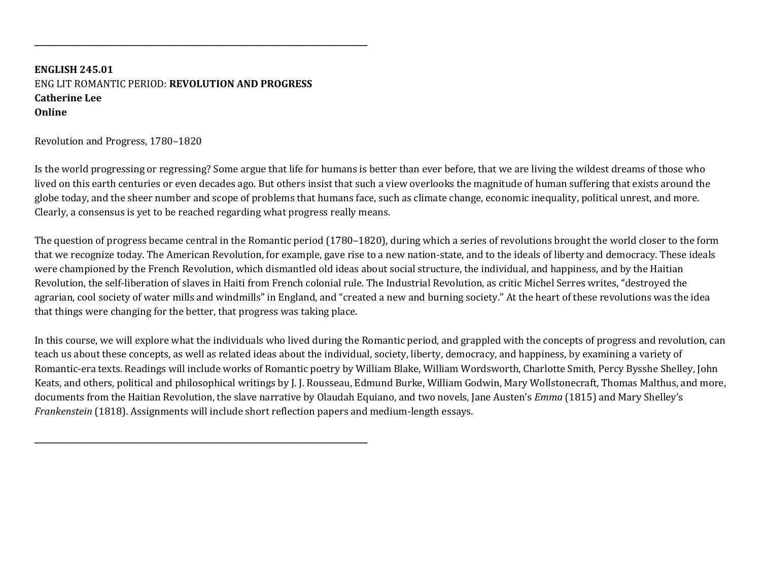---

**ENGLISH 245.01**
ENG LIT ROMANTIC PERIOD: **REVOLUTION AND PROGRESS**
**Catherine Lee**
**Online**

Revolution and Progress, 1780–1820

Is the world progressing or regressing? Some argue that life for humans is better than ever before, that we are living the wildest dreams of those who lived on this earth centuries or even decades ago. But others insist that such a view overlooks the magnitude of human suffering that exists around the globe today, and the sheer number and scope of problems that humans face, such as climate change, economic inequality, political unrest, and more. Clearly, a consensus is yet to be reached regarding what progress really means.

The question of progress became central in the Romantic period (1780–1820), during which a series of revolutions brought the world closer to the form that we recognize today. The American Revolution, for example, gave rise to a new nation-state, and to the ideals of liberty and democracy. These ideals were championed by the French Revolution, which dismantled old ideas about social structure, the individual, and happiness, and by the Haitian Revolution, the self-liberation of slaves in Haiti from French colonial rule. The Industrial Revolution, as critic Michel Serres writes, "destroyed the agrarian, cool society of water mills and windmills" in England, and "created a new and burning society." At the heart of these revolutions was the idea that things were changing for the better, that progress was taking place.

In this course, we will explore what the individuals who lived during the Romantic period, and grappled with the concepts of progress and revolution, can teach us about these concepts, as well as related ideas about the individual, society, liberty, democracy, and happiness, by examining a variety of Romantic-era texts. Readings will include works of Romantic poetry by William Blake, William Wordsworth, Charlotte Smith, Percy Bysshe Shelley, John Keats, and others, political and philosophical writings by J. J. Rousseau, Edmund Burke, William Godwin, Mary Wollstonecraft, Thomas Malthus, and more, documents from the Haitian Revolution, the slave narrative by Olaudah Equiano, and two novels, Jane Austen's *Emma* (1815) and Mary Shelley's *Frankenstein* (1818). Assignments will include short reflection papers and medium-length essays.

---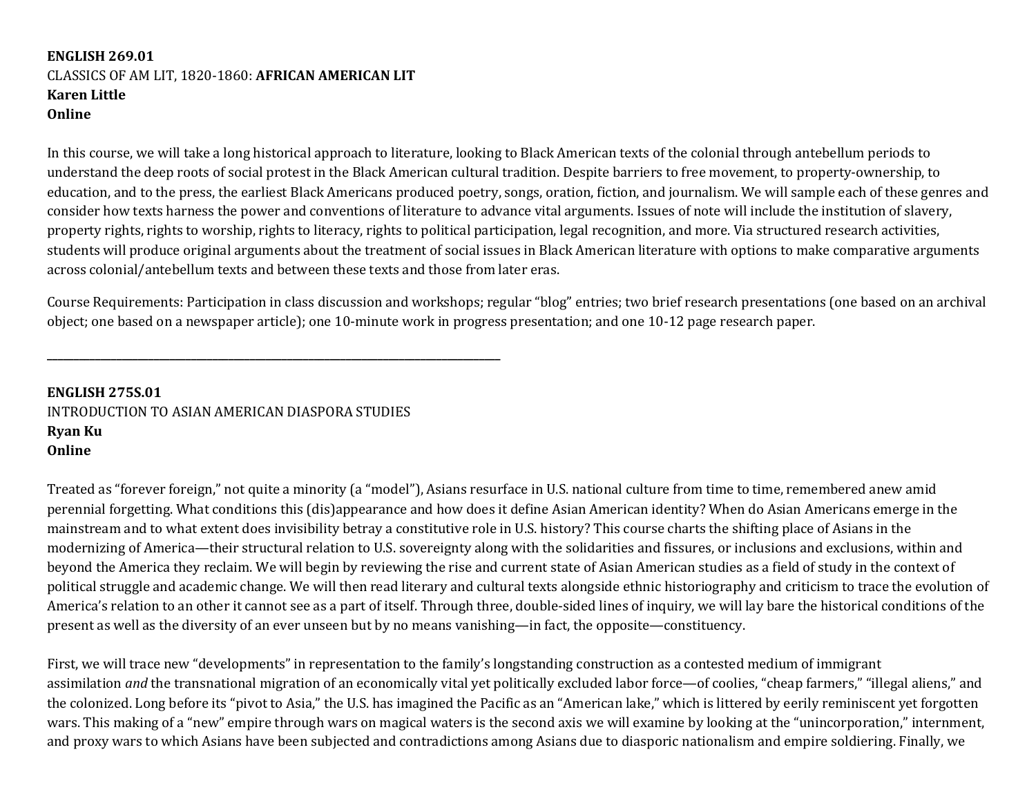**ENGLISH 269.01**
CLASSICS OF AM LIT, 1820-1860: **AFRICAN AMERICAN LIT**
**Karen Little**
**Online**

In this course, we will take a long historical approach to literature, looking to Black American texts of the colonial through antebellum periods to understand the deep roots of social protest in the Black American cultural tradition. Despite barriers to free movement, to property-ownership, to education, and to the press, the earliest Black Americans produced poetry, songs, oration, fiction, and journalism. We will sample each of these genres and consider how texts harness the power and conventions of literature to advance vital arguments. Issues of note will include the institution of slavery, property rights, rights to worship, rights to literacy, rights to political participation, legal recognition, and more. Via structured research activities, students will produce original arguments about the treatment of social issues in Black American literature with options to make comparative arguments across colonial/antebellum texts and between these texts and those from later eras.

Course Requirements: Participation in class discussion and workshops; regular "blog" entries; two brief research presentations (one based on an archival object; one based on a newspaper article); one 10-minute work in progress presentation; and one 10-12 page research paper.

---

**ENGLISH 275S.01**
INTRODUCTION TO ASIAN AMERICAN DIASPORA STUDIES
**Ryan Ku**
**Online**

Treated as "forever foreign," not quite a minority (a "model"), Asians resurface in U.S. national culture from time to time, remembered anew amid perennial forgetting. What conditions this (dis)appearance and how does it define Asian American identity? When do Asian Americans emerge in the mainstream and to what extent does invisibility betray a constitutive role in U.S. history? This course charts the shifting place of Asians in the modernizing of America—their structural relation to U.S. sovereignty along with the solidarities and fissures, or inclusions and exclusions, within and beyond the America they reclaim. We will begin by reviewing the rise and current state of Asian American studies as a field of study in the context of political struggle and academic change. We will then read literary and cultural texts alongside ethnic historiography and criticism to trace the evolution of America's relation to an other it cannot see as a part of itself. Through three, double-sided lines of inquiry, we will lay bare the historical conditions of the present as well as the diversity of an ever unseen but by no means vanishing—in fact, the opposite—constituency.

First, we will trace new "developments" in representation to the family's longstanding construction as a contested medium of immigrant assimilation *and* the transnational migration of an economically vital yet politically excluded labor force—of coolies, "cheap farmers," "illegal aliens," and the colonized. Long before its "pivot to Asia," the U.S. has imagined the Pacific as an "American lake," which is littered by eerily reminiscent yet forgotten wars. This making of a "new" empire through wars on magical waters is the second axis we will examine by looking at the "unincorporation," internment, and proxy wars to which Asians have been subjected and contradictions among Asians due to diasporic nationalism and empire soldiering. Finally, we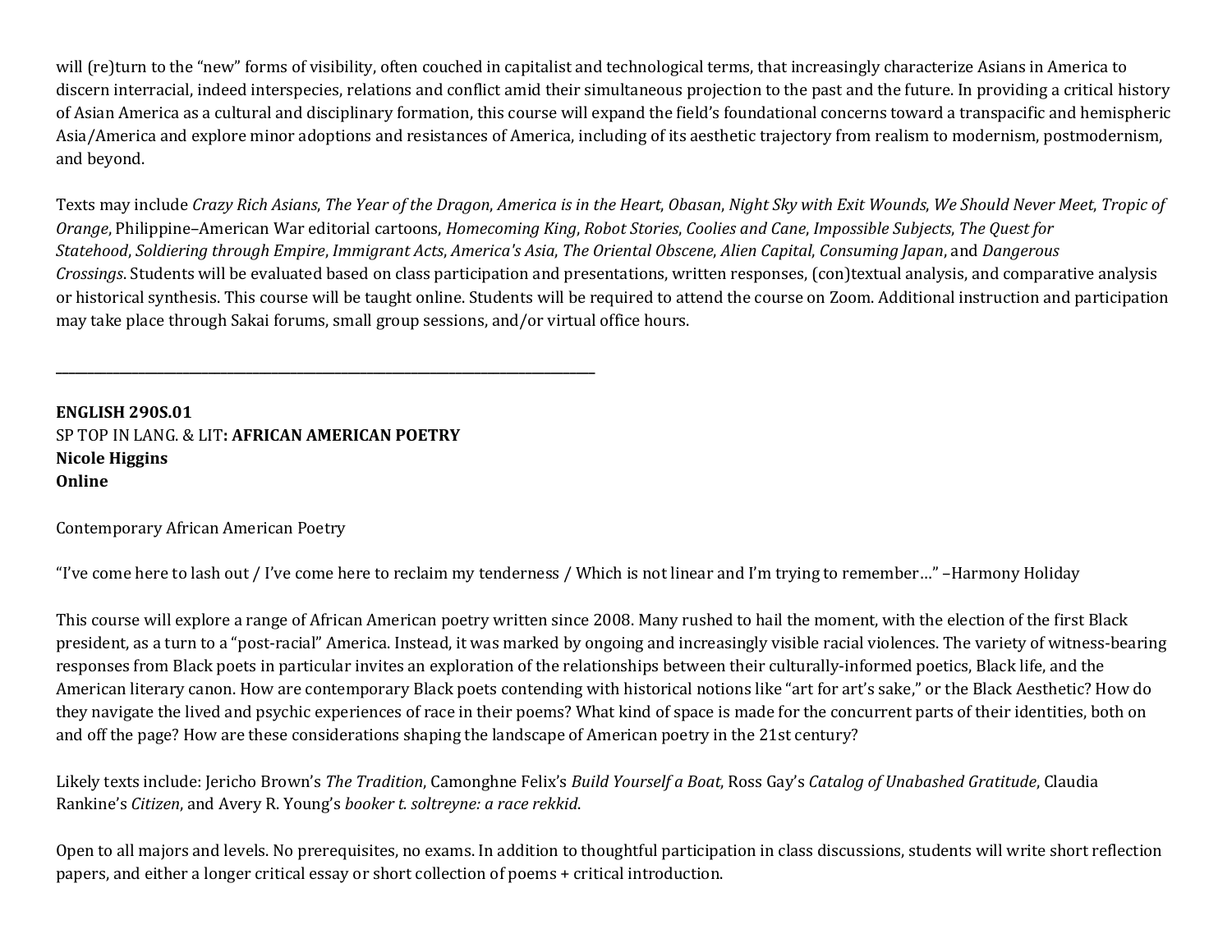will (re)turn to the "new" forms of visibility, often couched in capitalist and technological terms, that increasingly characterize Asians in America to discern interracial, indeed interspecies, relations and conflict amid their simultaneous projection to the past and the future. In providing a critical history of Asian America as a cultural and disciplinary formation, this course will expand the field's foundational concerns toward a transpacific and hemispheric Asia/America and explore minor adoptions and resistances of America, including of its aesthetic trajectory from realism to modernism, postmodernism, and beyond.

Texts may include *Crazy Rich Asians*, *The Year of the Dragon*, *America is in the Heart*, *Obasan*, *Night Sky with Exit Wounds*, *We Should Never Meet*, *Tropic of Orange*, Philippine–American War editorial cartoons, *Homecoming King*, *Robot Stories*, *Coolies and Cane*, *Impossible Subjects*, *The Quest for Statehood*, *Soldiering through Empire*, *Immigrant Acts*, *America's Asia*, *The Oriental Obscene*, *Alien Capital*, *Consuming Japan*, and *Dangerous Crossings*. Students will be evaluated based on class participation and presentations, written responses, (con)textual analysis, and comparative analysis or historical synthesis. This course will be taught online. Students will be required to attend the course on Zoom. Additional instruction and participation may take place through Sakai forums, small group sessions, and/or virtual office hours.

---

**ENGLISH 290S.01**
SP TOP IN LANG. & LIT**: AFRICAN AMERICAN POETRY**
**Nicole Higgins**
**Online**

Contemporary African American Poetry

"I've come here to lash out / I've come here to reclaim my tenderness / Which is not linear and I'm trying to remember…" –Harmony Holiday

This course will explore a range of African American poetry written since 2008. Many rushed to hail the moment, with the election of the first Black president, as a turn to a "post-racial" America. Instead, it was marked by ongoing and increasingly visible racial violences. The variety of witness-bearing responses from Black poets in particular invites an exploration of the relationships between their culturally-informed poetics, Black life, and the American literary canon. How are contemporary Black poets contending with historical notions like "art for art's sake," or the Black Aesthetic? How do they navigate the lived and psychic experiences of race in their poems? What kind of space is made for the concurrent parts of their identities, both on and off the page? How are these considerations shaping the landscape of American poetry in the 21st century?

Likely texts include: Jericho Brown's *The Tradition*, Camonghne Felix's *Build Yourself a Boat*, Ross Gay's *Catalog of Unabashed Gratitude*, Claudia Rankine's *Citizen*, and Avery R. Young's *booker t. soltreyne: a race rekkid*.

Open to all majors and levels. No prerequisites, no exams. In addition to thoughtful participation in class discussions, students will write short reflection papers, and either a longer critical essay or short collection of poems + critical introduction.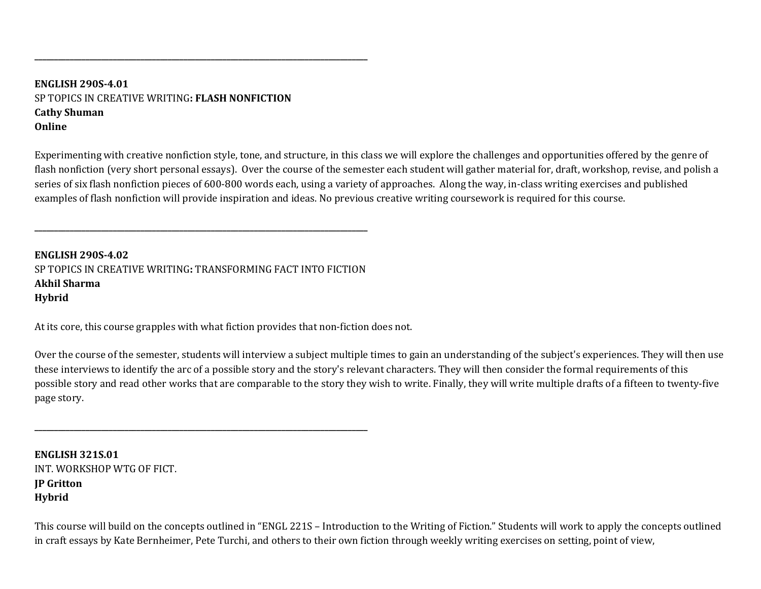---

**ENGLISH 290S-4.01**
SP TOPICS IN CREATIVE WRITING**: FLASH NONFICTION**
**Cathy Shuman**
**Online**

Experimenting with creative nonfiction style, tone, and structure, in this class we will explore the challenges and opportunities offered by the genre of flash nonfiction (very short personal essays). Over the course of the semester each student will gather material for, draft, workshop, revise, and polish a series of six flash nonfiction pieces of 600-800 words each, using a variety of approaches. Along the way, in-class writing exercises and published examples of flash nonfiction will provide inspiration and ideas. No previous creative writing coursework is required for this course.

---

**ENGLISH 290S-4.02**
SP TOPICS IN CREATIVE WRITING**:** TRANSFORMING FACT INTO FICTION
**Akhil Sharma**
**Hybrid**

At its core, this course grapples with what fiction provides that non-fiction does not.

Over the course of the semester, students will interview a subject multiple times to gain an understanding of the subject's experiences. They will then use these interviews to identify the arc of a possible story and the story's relevant characters. They will then consider the formal requirements of this possible story and read other works that are comparable to the story they wish to write. Finally, they will write multiple drafts of a fifteen to twenty-five page story.

---

**ENGLISH 321S.01**
INT. WORKSHOP WTG OF FICT.
**JP Gritton**
**Hybrid**

This course will build on the concepts outlined in "ENGL 221S – Introduction to the Writing of Fiction." Students will work to apply the concepts outlined in craft essays by Kate Bernheimer, Pete Turchi, and others to their own fiction through weekly writing exercises on setting, point of view,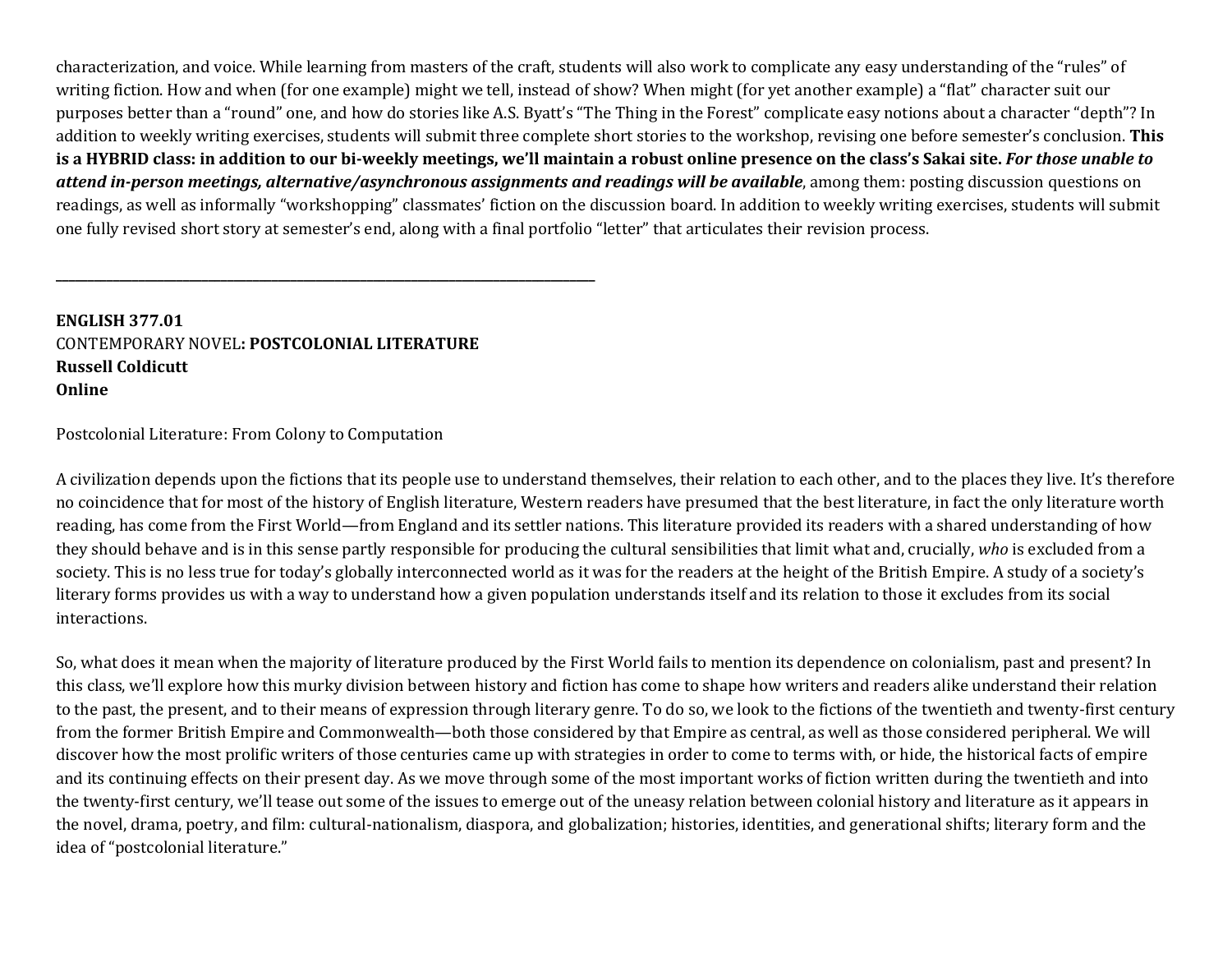characterization, and voice. While learning from masters of the craft, students will also work to complicate any easy understanding of the "rules" of writing fiction. How and when (for one example) might we tell, instead of show? When might (for yet another example) a "flat" character suit our purposes better than a "round" one, and how do stories like A.S. Byatt's "The Thing in the Forest" complicate easy notions about a character "depth"? In addition to weekly writing exercises, students will submit three complete short stories to the workshop, revising one before semester's conclusion. **This is a HYBRID class: in addition to our bi-weekly meetings, we'll maintain a robust online presence on the class's Sakai site. *For those unable to attend in-person meetings, alternative/asynchronous assignments and readings will be available***, among them: posting discussion questions on readings, as well as informally "workshopping" classmates' fiction on the discussion board. In addition to weekly writing exercises, students will submit one fully revised short story at semester's end, along with a final portfolio "letter" that articulates their revision process.

---

**ENGLISH 377.01**
CONTEMPORARY NOVEL**: POSTCOLONIAL LITERATURE**
**Russell Coldicutt**
**Online**

Postcolonial Literature: From Colony to Computation

A civilization depends upon the fictions that its people use to understand themselves, their relation to each other, and to the places they live. It's therefore no coincidence that for most of the history of English literature, Western readers have presumed that the best literature, in fact the only literature worth reading, has come from the First World—from England and its settler nations. This literature provided its readers with a shared understanding of how they should behave and is in this sense partly responsible for producing the cultural sensibilities that limit what and, crucially, *who* is excluded from a society. This is no less true for today's globally interconnected world as it was for the readers at the height of the British Empire. A study of a society's literary forms provides us with a way to understand how a given population understands itself and its relation to those it excludes from its social interactions.

So, what does it mean when the majority of literature produced by the First World fails to mention its dependence on colonialism, past and present? In this class, we'll explore how this murky division between history and fiction has come to shape how writers and readers alike understand their relation to the past, the present, and to their means of expression through literary genre. To do so, we look to the fictions of the twentieth and twenty-first century from the former British Empire and Commonwealth—both those considered by that Empire as central, as well as those considered peripheral. We will discover how the most prolific writers of those centuries came up with strategies in order to come to terms with, or hide, the historical facts of empire and its continuing effects on their present day. As we move through some of the most important works of fiction written during the twentieth and into the twenty-first century, we'll tease out some of the issues to emerge out of the uneasy relation between colonial history and literature as it appears in the novel, drama, poetry, and film: cultural-nationalism, diaspora, and globalization; histories, identities, and generational shifts; literary form and the idea of "postcolonial literature."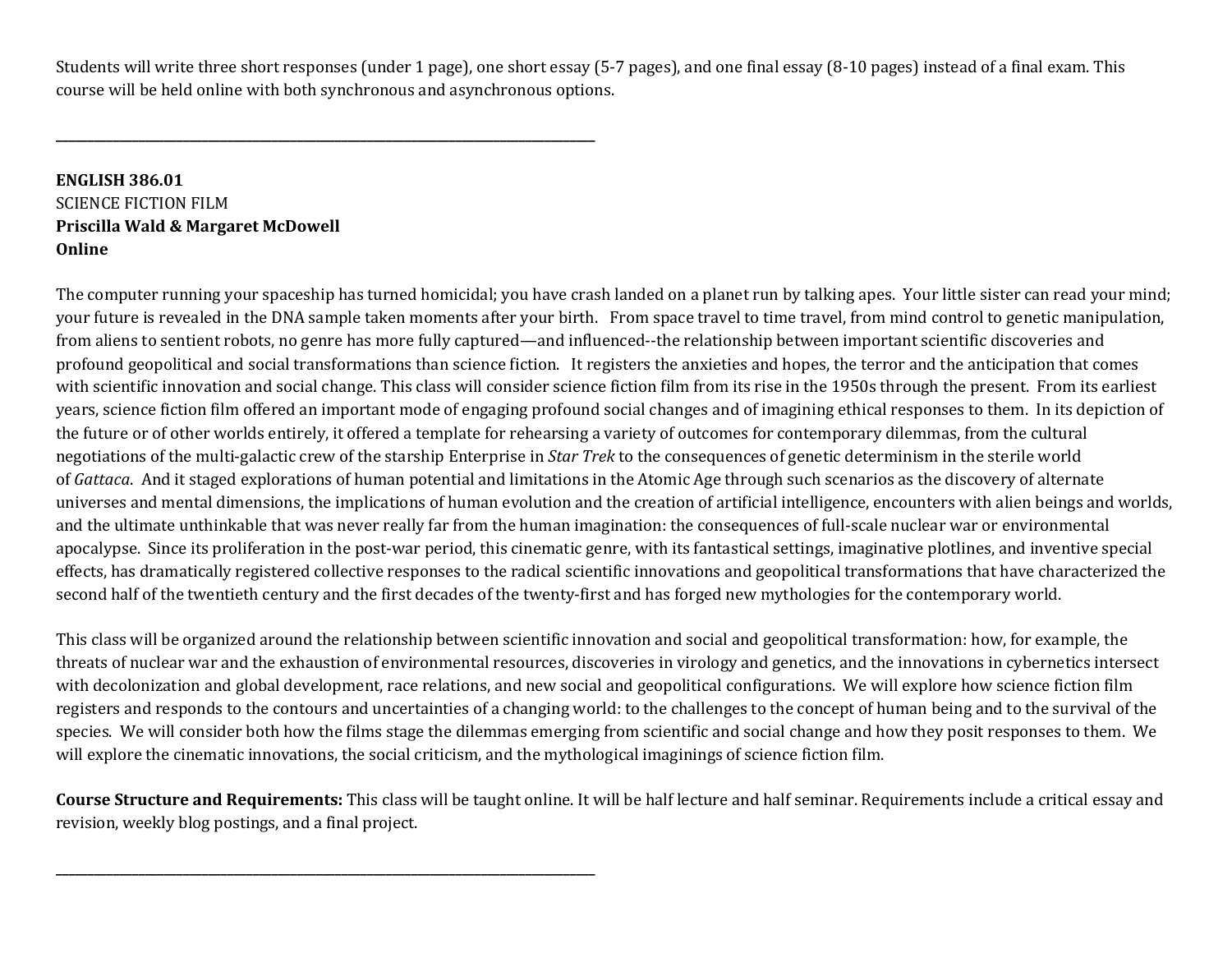Students will write three short responses (under 1 page), one short essay (5-7 pages), and one final essay (8-10 pages) instead of a final exam. This course will be held online with both synchronous and asynchronous options.

---

**ENGLISH 386.01**
SCIENCE FICTION FILM
**Priscilla Wald & Margaret McDowell**
**Online**

The computer running your spaceship has turned homicidal; you have crash landed on a planet run by talking apes. Your little sister can read your mind; your future is revealed in the DNA sample taken moments after your birth. From space travel to time travel, from mind control to genetic manipulation, from aliens to sentient robots, no genre has more fully captured—and influenced--the relationship between important scientific discoveries and profound geopolitical and social transformations than science fiction. It registers the anxieties and hopes, the terror and the anticipation that comes with scientific innovation and social change. This class will consider science fiction film from its rise in the 1950s through the present. From its earliest years, science fiction film offered an important mode of engaging profound social changes and of imagining ethical responses to them. In its depiction of the future or of other worlds entirely, it offered a template for rehearsing a variety of outcomes for contemporary dilemmas, from the cultural negotiations of the multi-galactic crew of the starship Enterprise in *Star Trek* to the consequences of genetic determinism in the sterile world of *Gattaca*. And it staged explorations of human potential and limitations in the Atomic Age through such scenarios as the discovery of alternate universes and mental dimensions, the implications of human evolution and the creation of artificial intelligence, encounters with alien beings and worlds, and the ultimate unthinkable that was never really far from the human imagination: the consequences of full-scale nuclear war or environmental apocalypse. Since its proliferation in the post-war period, this cinematic genre, with its fantastical settings, imaginative plotlines, and inventive special effects, has dramatically registered collective responses to the radical scientific innovations and geopolitical transformations that have characterized the second half of the twentieth century and the first decades of the twenty-first and has forged new mythologies for the contemporary world.

This class will be organized around the relationship between scientific innovation and social and geopolitical transformation: how, for example, the threats of nuclear war and the exhaustion of environmental resources, discoveries in virology and genetics, and the innovations in cybernetics intersect with decolonization and global development, race relations, and new social and geopolitical configurations. We will explore how science fiction film registers and responds to the contours and uncertainties of a changing world: to the challenges to the concept of human being and to the survival of the species. We will consider both how the films stage the dilemmas emerging from scientific and social change and how they posit responses to them. We will explore the cinematic innovations, the social criticism, and the mythological imaginings of science fiction film.

**Course Structure and Requirements:** This class will be taught online. It will be half lecture and half seminar. Requirements include a critical essay and revision, weekly blog postings, and a final project.

---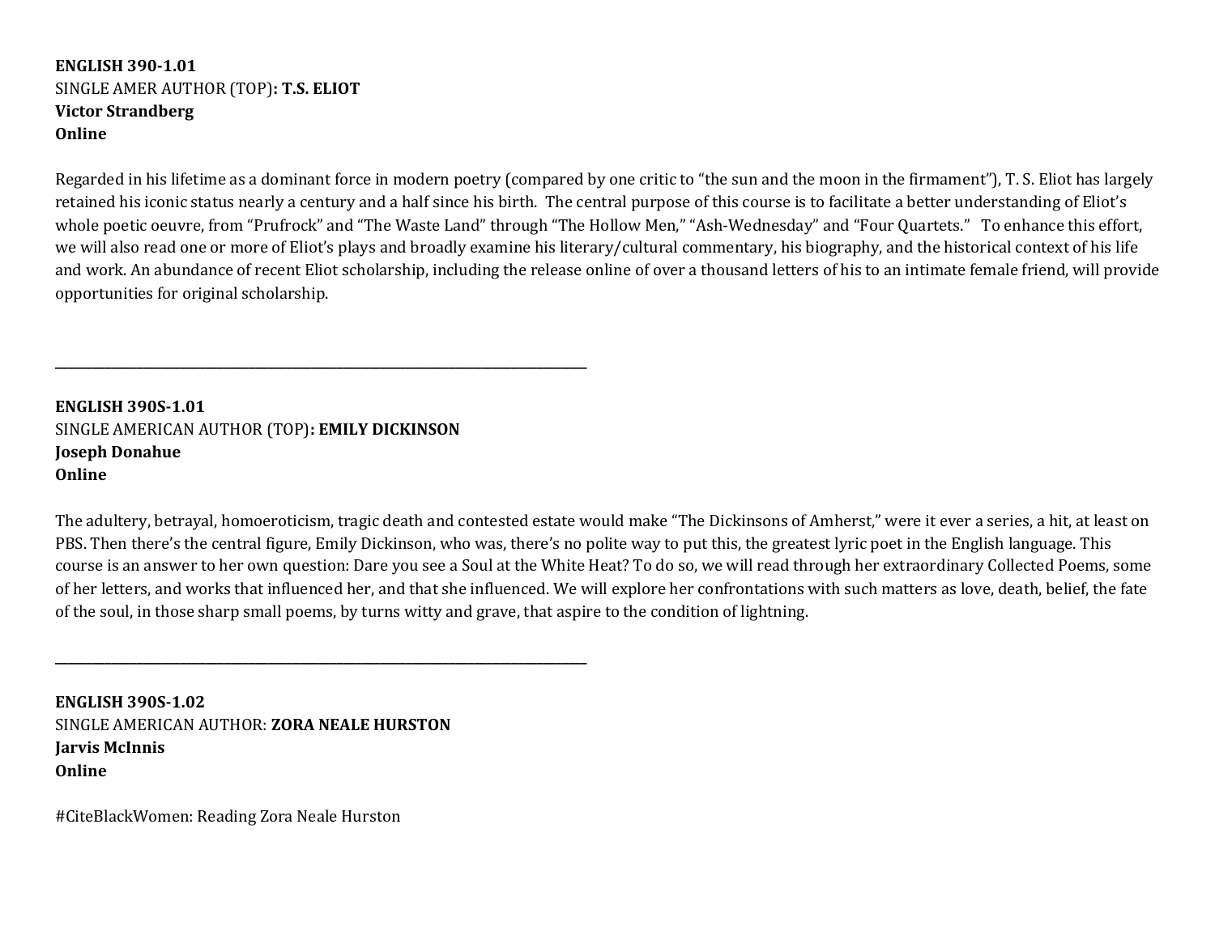**ENGLISH 390-1.01**
SINGLE AMER AUTHOR (TOP)**: T.S. ELIOT**
**Victor Strandberg**
**Online**

Regarded in his lifetime as a dominant force in modern poetry (compared by one critic to "the sun and the moon in the firmament"), T. S. Eliot has largely retained his iconic status nearly a century and a half since his birth. The central purpose of this course is to facilitate a better understanding of Eliot's whole poetic oeuvre, from "Prufrock" and "The Waste Land" through "The Hollow Men," "Ash-Wednesday" and "Four Quartets." To enhance this effort, we will also read one or more of Eliot's plays and broadly examine his literary/cultural commentary, his biography, and the historical context of his life and work. An abundance of recent Eliot scholarship, including the release online of over a thousand letters of his to an intimate female friend, will provide opportunities for original scholarship.

---

**ENGLISH 390S-1.01**
SINGLE AMERICAN AUTHOR (TOP)**: EMILY DICKINSON**
**Joseph Donahue**
**Online**

The adultery, betrayal, homoeroticism, tragic death and contested estate would make "The Dickinsons of Amherst," were it ever a series, a hit, at least on PBS. Then there's the central figure, Emily Dickinson, who was, there's no polite way to put this, the greatest lyric poet in the English language. This course is an answer to her own question: Dare you see a Soul at the White Heat? To do so, we will read through her extraordinary Collected Poems, some of her letters, and works that influenced her, and that she influenced. We will explore her confrontations with such matters as love, death, belief, the fate of the soul, in those sharp small poems, by turns witty and grave, that aspire to the condition of lightning.

---

**ENGLISH 390S-1.02**
SINGLE AMERICAN AUTHOR: **ZORA NEALE HURSTON**
**Jarvis McInnis**
**Online**

#CiteBlackWomen: Reading Zora Neale Hurston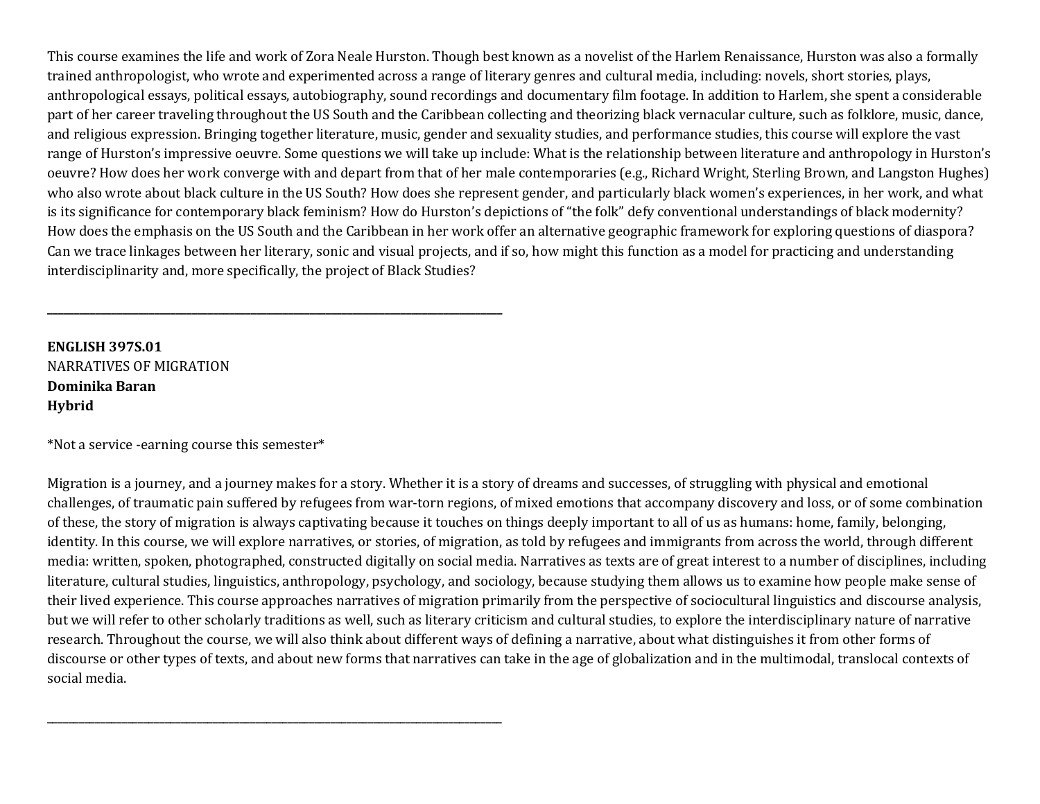This course examines the life and work of Zora Neale Hurston. Though best known as a novelist of the Harlem Renaissance, Hurston was also a formally trained anthropologist, who wrote and experimented across a range of literary genres and cultural media, including: novels, short stories, plays, anthropological essays, political essays, autobiography, sound recordings and documentary film footage. In addition to Harlem, she spent a considerable part of her career traveling throughout the US South and the Caribbean collecting and theorizing black vernacular culture, such as folklore, music, dance, and religious expression. Bringing together literature, music, gender and sexuality studies, and performance studies, this course will explore the vast range of Hurston's impressive oeuvre. Some questions we will take up include: What is the relationship between literature and anthropology in Hurston's oeuvre? How does her work converge with and depart from that of her male contemporaries (e.g., Richard Wright, Sterling Brown, and Langston Hughes) who also wrote about black culture in the US South? How does she represent gender, and particularly black women's experiences, in her work, and what is its significance for contemporary black feminism? How do Hurston's depictions of "the folk" defy conventional understandings of black modernity? How does the emphasis on the US South and the Caribbean in her work offer an alternative geographic framework for exploring questions of diaspora? Can we trace linkages between her literary, sonic and visual projects, and if so, how might this function as a model for practicing and understanding interdisciplinarity and, more specifically, the project of Black Studies?

---

**ENGLISH 397S.01**
NARRATIVES OF MIGRATION
**Dominika Baran**
**Hybrid**

*Not a service -earning course this semester*

Migration is a journey, and a journey makes for a story. Whether it is a story of dreams and successes, of struggling with physical and emotional challenges, of traumatic pain suffered by refugees from war-torn regions, of mixed emotions that accompany discovery and loss, or of some combination of these, the story of migration is always captivating because it touches on things deeply important to all of us as humans: home, family, belonging, identity. In this course, we will explore narratives, or stories, of migration, as told by refugees and immigrants from across the world, through different media: written, spoken, photographed, constructed digitally on social media. Narratives as texts are of great interest to a number of disciplines, including literature, cultural studies, linguistics, anthropology, psychology, and sociology, because studying them allows us to examine how people make sense of their lived experience. This course approaches narratives of migration primarily from the perspective of sociocultural linguistics and discourse analysis, but we will refer to other scholarly traditions as well, such as literary criticism and cultural studies, to explore the interdisciplinary nature of narrative research. Throughout the course, we will also think about different ways of defining a narrative, about what distinguishes it from other forms of discourse or other types of texts, and about new forms that narratives can take in the age of globalization and in the multimodal, translocal contexts of social media.

---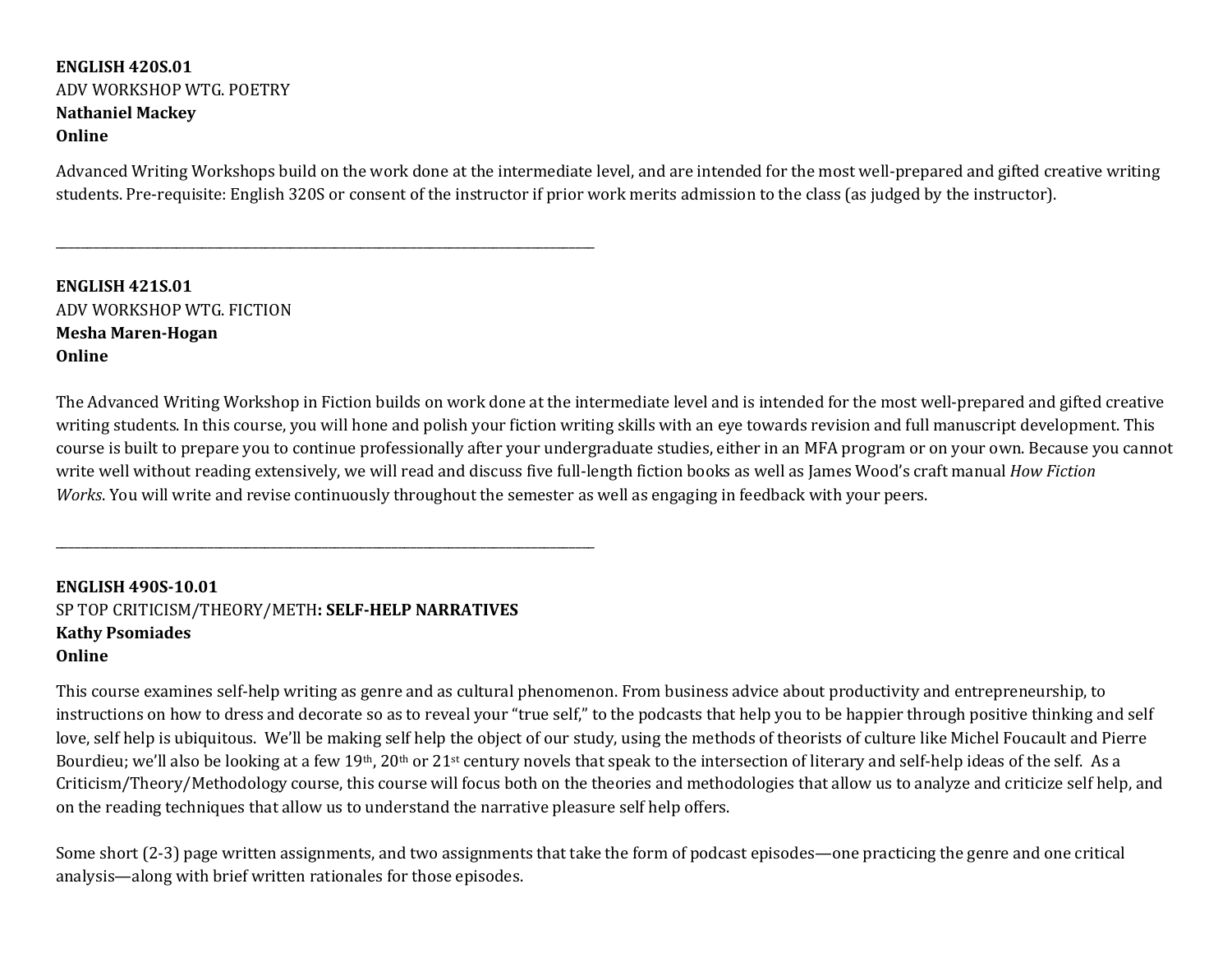**ENGLISH 420S.01**
ADV WORKSHOP WTG. POETRY
**Nathaniel Mackey**
**Online**

Advanced Writing Workshops build on the work done at the intermediate level, and are intended for the most well-prepared and gifted creative writing students. Pre-requisite: English 320S or consent of the instructor if prior work merits admission to the class (as judged by the instructor).

---

**ENGLISH 421S.01**
ADV WORKSHOP WTG. FICTION
**Mesha Maren-Hogan**
**Online**

The Advanced Writing Workshop in Fiction builds on work done at the intermediate level and is intended for the most well-prepared and gifted creative writing students. In this course, you will hone and polish your fiction writing skills with an eye towards revision and full manuscript development. This course is built to prepare you to continue professionally after your undergraduate studies, either in an MFA program or on your own. Because you cannot write well without reading extensively, we will read and discuss five full-length fiction books as well as James Wood's craft manual *How Fiction Works*. You will write and revise continuously throughout the semester as well as engaging in feedback with your peers.

---

**ENGLISH 490S-10.01**
SP TOP CRITICISM/THEORY/METH**: SELF-HELP NARRATIVES**
**Kathy Psomiades**
**Online**

This course examines self-help writing as genre and as cultural phenomenon. From business advice about productivity and entrepreneurship, to instructions on how to dress and decorate so as to reveal your "true self," to the podcasts that help you to be happier through positive thinking and self love, self help is ubiquitous. We'll be making self help the object of our study, using the methods of theorists of culture like Michel Foucault and Pierre Bourdieu; we'll also be looking at a few 19th, 20th or 21st century novels that speak to the intersection of literary and self-help ideas of the self. As a Criticism/Theory/Methodology course, this course will focus both on the theories and methodologies that allow us to analyze and criticize self help, and on the reading techniques that allow us to understand the narrative pleasure self help offers.

Some short (2-3) page written assignments, and two assignments that take the form of podcast episodes—one practicing the genre and one critical analysis—along with brief written rationales for those episodes.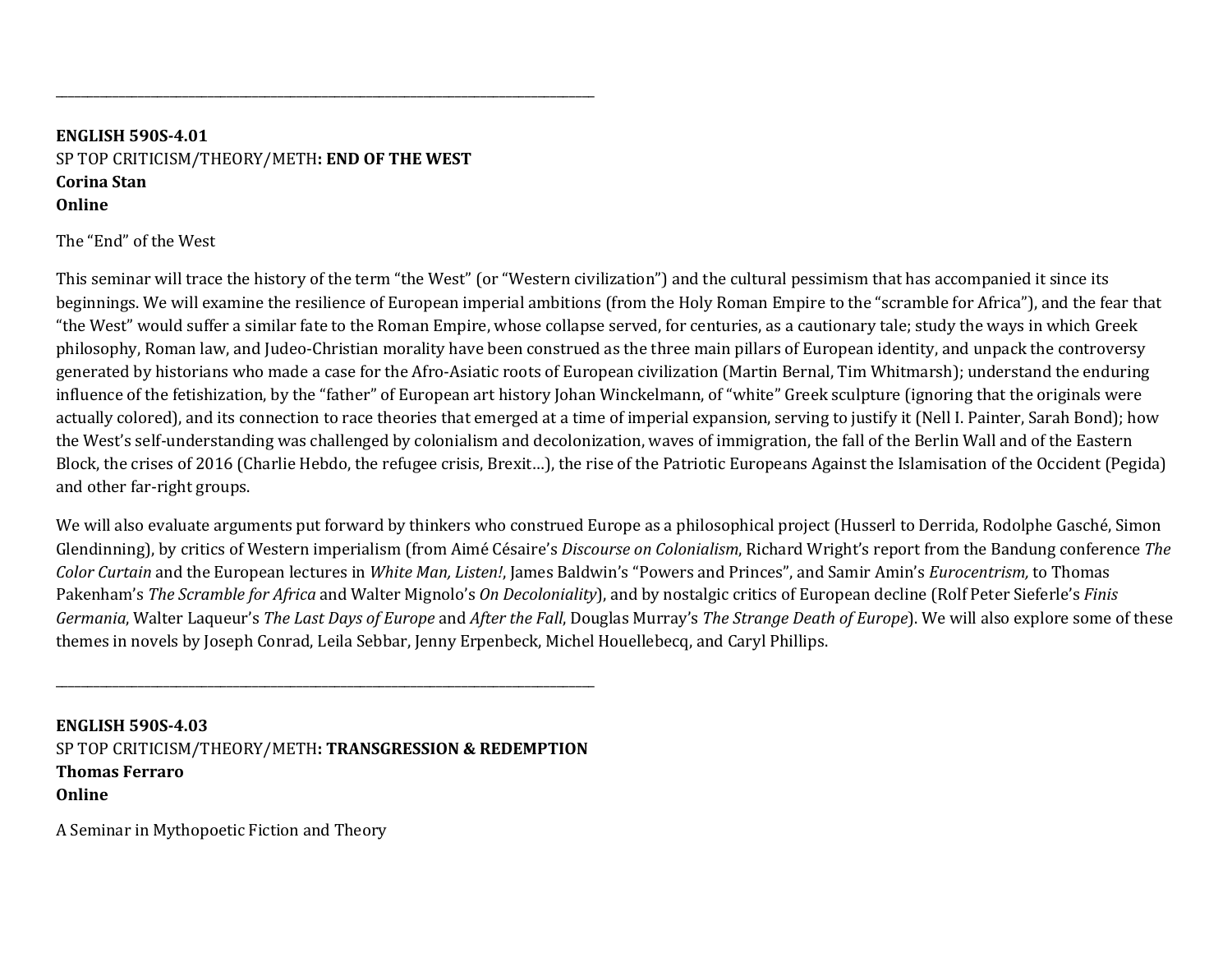---

**ENGLISH 590S-4.01**
SP TOP CRITICISM/THEORY/METH**: END OF THE WEST**
**Corina Stan**
**Online**

The "End" of the West

This seminar will trace the history of the term "the West" (or "Western civilization") and the cultural pessimism that has accompanied it since its beginnings. We will examine the resilience of European imperial ambitions (from the Holy Roman Empire to the "scramble for Africa"), and the fear that "the West" would suffer a similar fate to the Roman Empire, whose collapse served, for centuries, as a cautionary tale; study the ways in which Greek philosophy, Roman law, and Judeo-Christian morality have been construed as the three main pillars of European identity, and unpack the controversy generated by historians who made a case for the Afro-Asiatic roots of European civilization (Martin Bernal, Tim Whitmarsh); understand the enduring influence of the fetishization, by the "father" of European art history Johan Winckelmann, of "white" Greek sculpture (ignoring that the originals were actually colored), and its connection to race theories that emerged at a time of imperial expansion, serving to justify it (Nell I. Painter, Sarah Bond); how the West's self-understanding was challenged by colonialism and decolonization, waves of immigration, the fall of the Berlin Wall and of the Eastern Block, the crises of 2016 (Charlie Hebdo, the refugee crisis, Brexit…), the rise of the Patriotic Europeans Against the Islamisation of the Occident (Pegida) and other far-right groups.

We will also evaluate arguments put forward by thinkers who construed Europe as a philosophical project (Husserl to Derrida, Rodolphe Gasché, Simon Glendinning), by critics of Western imperialism (from Aimé Césaire's *Discourse on Colonialism*, Richard Wright's report from the Bandung conference *The Color Curtain* and the European lectures in *White Man, Listen!*, James Baldwin's "Powers and Princes", and Samir Amin's *Eurocentrism,* to Thomas Pakenham's *The Scramble for Africa* and Walter Mignolo's *On Decoloniality*), and by nostalgic critics of European decline (Rolf Peter Sieferle's *Finis Germania*, Walter Laqueur's *The Last Days of Europe* and *After the Fall*, Douglas Murray's *The Strange Death of Europe*). We will also explore some of these themes in novels by Joseph Conrad, Leila Sebbar, Jenny Erpenbeck, Michel Houellebecq, and Caryl Phillips.

---

**ENGLISH 590S-4.03**
SP TOP CRITICISM/THEORY/METH**: TRANSGRESSION & REDEMPTION**
**Thomas Ferraro**
**Online**

A Seminar in Mythopoetic Fiction and Theory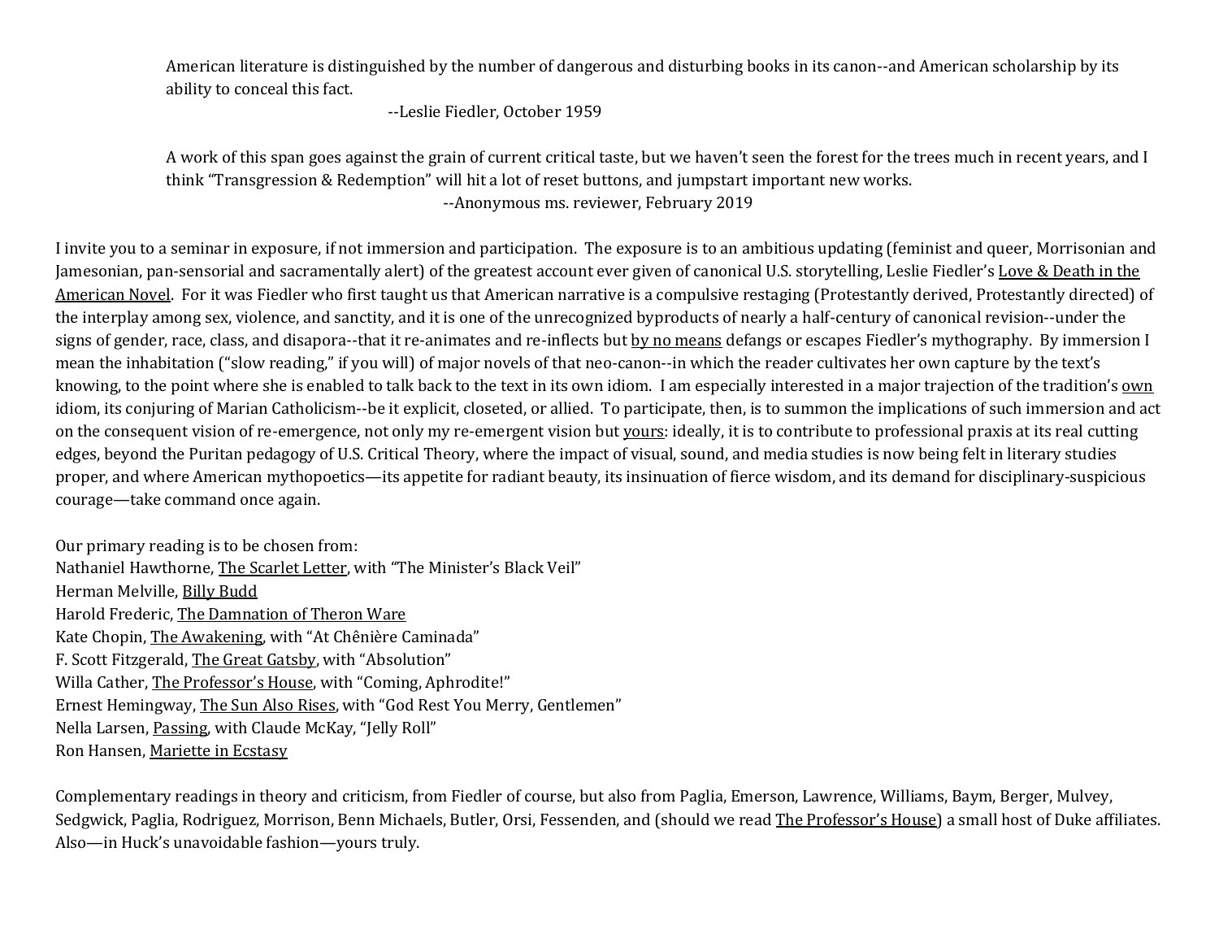> American literature is distinguished by the number of dangerous and disturbing books in its canon--and American scholarship by its ability to conceal this fact.
>
> --Leslie Fiedler, October 1959

> A work of this span goes against the grain of current critical taste, but we haven't seen the forest for the trees much in recent years, and I think "Transgression & Redemption" will hit a lot of reset buttons, and jumpstart important new works.
>
> --Anonymous ms. reviewer, February 2019

I invite you to a seminar in exposure, if not immersion and participation. The exposure is to an ambitious updating (feminist and queer, Morrisonian and Jamesonian, pan-sensorial and sacramentally alert) of the greatest account ever given of canonical U.S. storytelling, Leslie Fiedler's <u>Love & Death in the American Novel</u>. For it was Fiedler who first taught us that American narrative is a compulsive restaging (Protestantly derived, Protestantly directed) of the interplay among sex, violence, and sanctity, and it is one of the unrecognized byproducts of nearly a half-century of canonical revision--under the signs of gender, race, class, and disapora--that it re-animates and re-inflects but <u>by no means</u> defangs or escapes Fiedler's mythography. By immersion I mean the inhabitation ("slow reading," if you will) of major novels of that neo-canon--in which the reader cultivates her own capture by the text's knowing, to the point where she is enabled to talk back to the text in its own idiom. I am especially interested in a major trajection of the tradition's <u>own</u> idiom, its conjuring of Marian Catholicism--be it explicit, closeted, or allied. To participate, then, is to summon the implications of such immersion and act on the consequent vision of re-emergence, not only my re-emergent vision but <u>yours</u>: ideally, it is to contribute to professional praxis at its real cutting edges, beyond the Puritan pedagogy of U.S. Critical Theory, where the impact of visual, sound, and media studies is now being felt in literary studies proper, and where American mythopoetics—its appetite for radiant beauty, its insinuation of fierce wisdom, and its demand for disciplinary-suspicious courage—take command once again.

Our primary reading is to be chosen from:
Nathaniel Hawthorne, <u>The Scarlet Letter</u>, with "The Minister's Black Veil"
Herman Melville, <u>Billy Budd</u>
Harold Frederic, <u>The Damnation of Theron Ware</u>
Kate Chopin, <u>The Awakening</u>, with "At Chênière Caminada"
F. Scott Fitzgerald, <u>The Great Gatsby</u>, with "Absolution"
Willa Cather, <u>The Professor's House</u>, with "Coming, Aphrodite!"
Ernest Hemingway, <u>The Sun Also Rises</u>, with "God Rest You Merry, Gentlemen"
Nella Larsen, <u>Passing</u>, with Claude McKay, "Jelly Roll"
Ron Hansen, <u>Mariette in Ecstasy</u>

Complementary readings in theory and criticism, from Fiedler of course, but also from Paglia, Emerson, Lawrence, Williams, Baym, Berger, Mulvey, Sedgwick, Paglia, Rodriguez, Morrison, Benn Michaels, Butler, Orsi, Fessenden, and (should we read <u>The Professor's House</u>) a small host of Duke affiliates. Also—in Huck's unavoidable fashion—yours truly.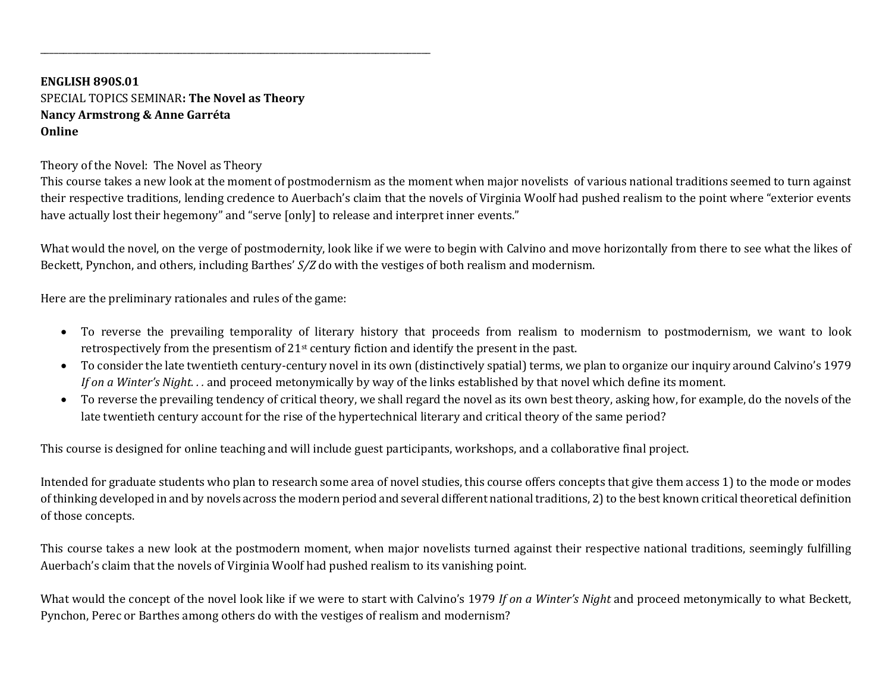---

**ENGLISH 890S.01**
SPECIAL TOPICS SEMINAR**: The Novel as Theory**
**Nancy Armstrong & Anne Garréta**
**Online**

Theory of the Novel: The Novel as Theory
This course takes a new look at the moment of postmodernism as the moment when major novelists of various national traditions seemed to turn against their respective traditions, lending credence to Auerbach's claim that the novels of Virginia Woolf had pushed realism to the point where "exterior events have actually lost their hegemony" and "serve [only] to release and interpret inner events."

What would the novel, on the verge of postmodernity, look like if we were to begin with Calvino and move horizontally from there to see what the likes of Beckett, Pynchon, and others, including Barthes' *S/Z* do with the vestiges of both realism and modernism.

Here are the preliminary rationales and rules of the game:

- To reverse the prevailing temporality of literary history that proceeds from realism to modernism to postmodernism, we want to look retrospectively from the presentism of 21st century fiction and identify the present in the past.
- To consider the late twentieth century-century novel in its own (distinctively spatial) terms, we plan to organize our inquiry around Calvino's 1979 *If on a Winter's Night. . .* and proceed metonymically by way of the links established by that novel which define its moment.
- To reverse the prevailing tendency of critical theory, we shall regard the novel as its own best theory, asking how, for example, do the novels of the late twentieth century account for the rise of the hypertechnical literary and critical theory of the same period?

This course is designed for online teaching and will include guest participants, workshops, and a collaborative final project.

Intended for graduate students who plan to research some area of novel studies, this course offers concepts that give them access 1) to the mode or modes of thinking developed in and by novels across the modern period and several different national traditions, 2) to the best known critical theoretical definition of those concepts.

This course takes a new look at the postmodern moment, when major novelists turned against their respective national traditions, seemingly fulfilling Auerbach's claim that the novels of Virginia Woolf had pushed realism to its vanishing point.

What would the concept of the novel look like if we were to start with Calvino's 1979 *If on a Winter's Night* and proceed metonymically to what Beckett, Pynchon, Perec or Barthes among others do with the vestiges of realism and modernism?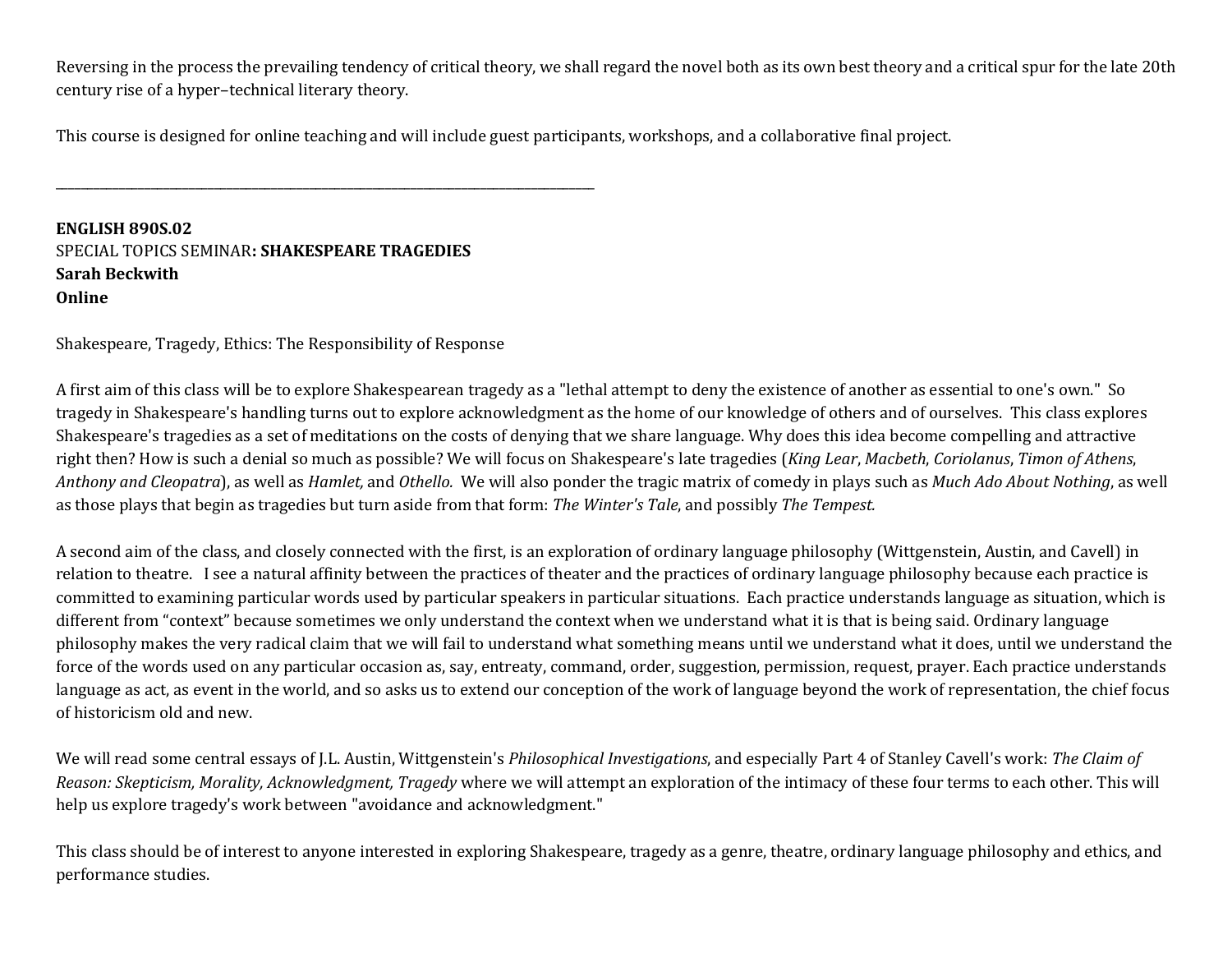Reversing in the process the prevailing tendency of critical theory, we shall regard the novel both as its own best theory and a critical spur for the late 20th century rise of a hyper–technical literary theory.

This course is designed for online teaching and will include guest participants, workshops, and a collaborative final project.

---

**ENGLISH 890S.02**
SPECIAL TOPICS SEMINAR**: SHAKESPEARE TRAGEDIES**
**Sarah Beckwith**
**Online**

Shakespeare, Tragedy, Ethics: The Responsibility of Response

A first aim of this class will be to explore Shakespearean tragedy as a "lethal attempt to deny the existence of another as essential to one's own." So tragedy in Shakespeare's handling turns out to explore acknowledgment as the home of our knowledge of others and of ourselves. This class explores Shakespeare's tragedies as a set of meditations on the costs of denying that we share language. Why does this idea become compelling and attractive right then? How is such a denial so much as possible? We will focus on Shakespeare's late tragedies (*King Lear*, *Macbeth*, *Coriolanus*, *Timon of Athens*, *Anthony and Cleopatra*), as well as *Hamlet,* and *Othello.* We will also ponder the tragic matrix of comedy in plays such as *Much Ado About Nothing*, as well as those plays that begin as tragedies but turn aside from that form: *The Winter's Tale*, and possibly *The Tempest.*

A second aim of the class, and closely connected with the first, is an exploration of ordinary language philosophy (Wittgenstein, Austin, and Cavell) in relation to theatre. I see a natural affinity between the practices of theater and the practices of ordinary language philosophy because each practice is committed to examining particular words used by particular speakers in particular situations. Each practice understands language as situation, which is different from "context" because sometimes we only understand the context when we understand what it is that is being said. Ordinary language philosophy makes the very radical claim that we will fail to understand what something means until we understand what it does, until we understand the force of the words used on any particular occasion as, say, entreaty, command, order, suggestion, permission, request, prayer. Each practice understands language as act, as event in the world, and so asks us to extend our conception of the work of language beyond the work of representation, the chief focus of historicism old and new.

We will read some central essays of J.L. Austin, Wittgenstein's *Philosophical Investigations*, and especially Part 4 of Stanley Cavell's work: *The Claim of Reason: Skepticism, Morality, Acknowledgment, Tragedy* where we will attempt an exploration of the intimacy of these four terms to each other. This will help us explore tragedy's work between "avoidance and acknowledgment."

This class should be of interest to anyone interested in exploring Shakespeare, tragedy as a genre, theatre, ordinary language philosophy and ethics, and performance studies.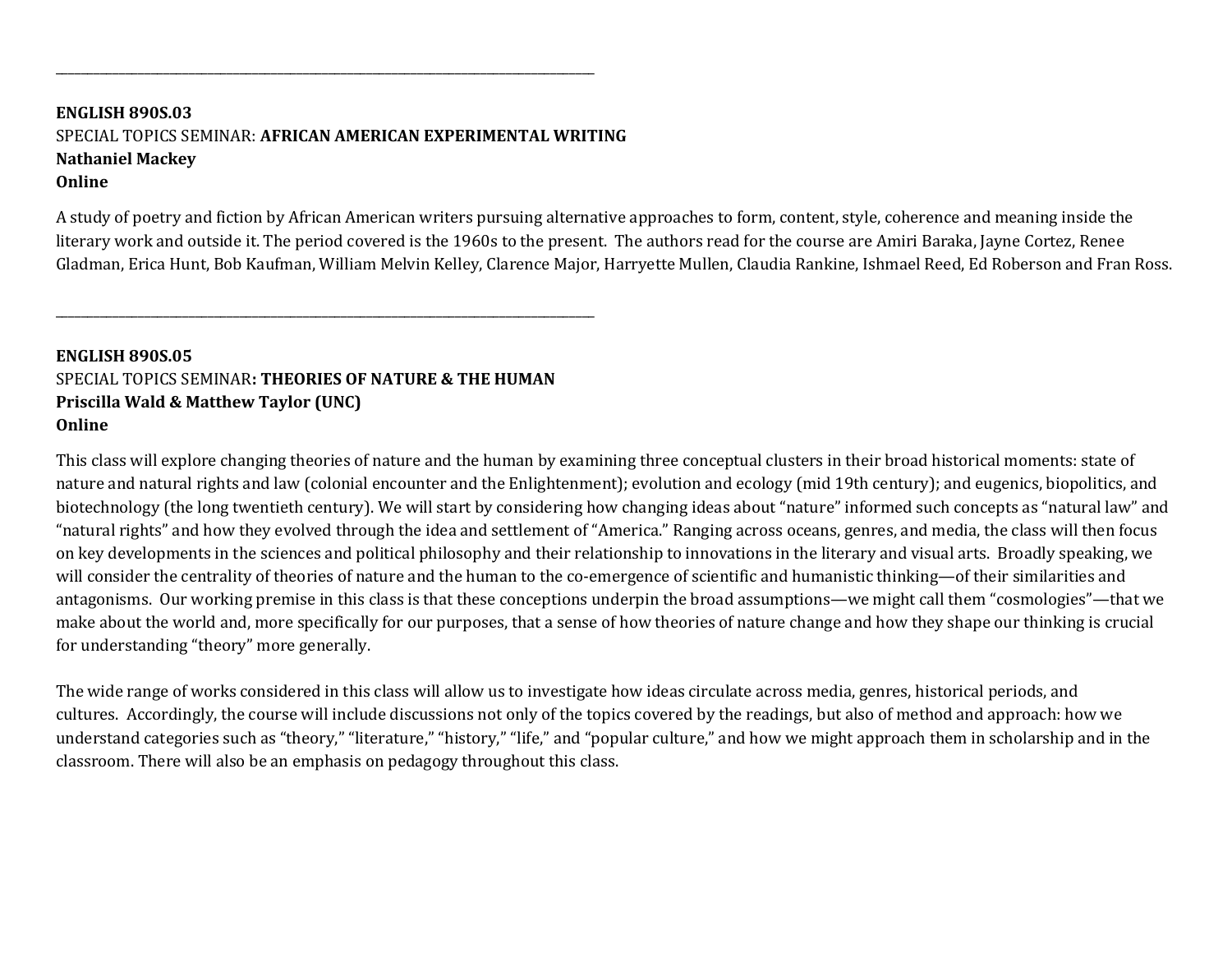---

**ENGLISH 890S.03**
SPECIAL TOPICS SEMINAR: **AFRICAN AMERICAN EXPERIMENTAL WRITING**
**Nathaniel Mackey**
**Online**

A study of poetry and fiction by African American writers pursuing alternative approaches to form, content, style, coherence and meaning inside the literary work and outside it. The period covered is the 1960s to the present. The authors read for the course are Amiri Baraka, Jayne Cortez, Renee Gladman, Erica Hunt, Bob Kaufman, William Melvin Kelley, Clarence Major, Harryette Mullen, Claudia Rankine, Ishmael Reed, Ed Roberson and Fran Ross.

---

**ENGLISH 890S.05**
SPECIAL TOPICS SEMINAR**: THEORIES OF NATURE & THE HUMAN**
**Priscilla Wald & Matthew Taylor (UNC)**
**Online**

This class will explore changing theories of nature and the human by examining three conceptual clusters in their broad historical moments: state of nature and natural rights and law (colonial encounter and the Enlightenment); evolution and ecology (mid 19th century); and eugenics, biopolitics, and biotechnology (the long twentieth century). We will start by considering how changing ideas about "nature" informed such concepts as "natural law" and "natural rights" and how they evolved through the idea and settlement of "America." Ranging across oceans, genres, and media, the class will then focus on key developments in the sciences and political philosophy and their relationship to innovations in the literary and visual arts. Broadly speaking, we will consider the centrality of theories of nature and the human to the co-emergence of scientific and humanistic thinking—of their similarities and antagonisms. Our working premise in this class is that these conceptions underpin the broad assumptions—we might call them "cosmologies"—that we make about the world and, more specifically for our purposes, that a sense of how theories of nature change and how they shape our thinking is crucial for understanding "theory" more generally.

The wide range of works considered in this class will allow us to investigate how ideas circulate across media, genres, historical periods, and cultures. Accordingly, the course will include discussions not only of the topics covered by the readings, but also of method and approach: how we understand categories such as "theory," "literature," "history," "life," and "popular culture," and how we might approach them in scholarship and in the classroom. There will also be an emphasis on pedagogy throughout this class.